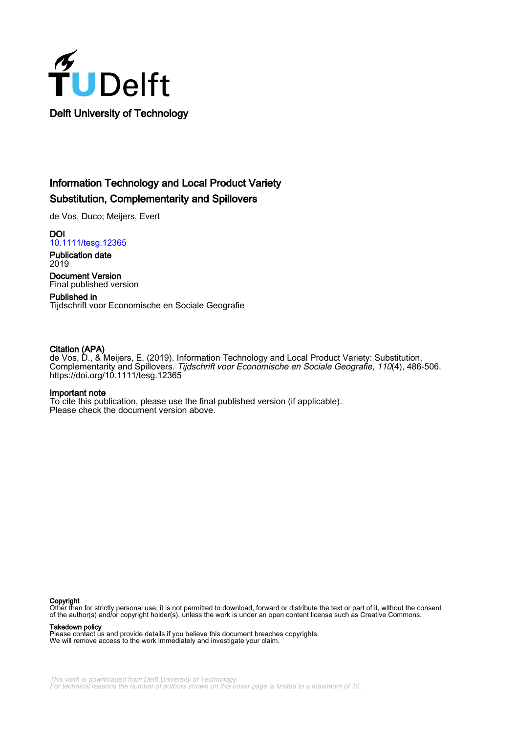Delft University of Technology

# Information Technology and Local Product Variety
## Substitution, Complementarity and Spillovers

de Vos, Duco; Meijers, Evert

**DOI**
10.1111/tesg.12365

**Publication date**
2019

**Document Version**
Final published version

**Published in**
Tijdschrift voor Economische en Sociale Geografie

**Citation (APA)**
de Vos, D., & Meijers, E. (2019). Information Technology and Local Product Variety: Substitution, Complementarity and Spillovers. *Tijdschrift voor Economische en Sociale Geografie*, *110*(4), 486-506. https://doi.org/10.1111/tesg.12365

**Important note**
To cite this publication, please use the final published version (if applicable).
Please check the document version above.

**Copyright**
Other than for strictly personal use, it is not permitted to download, forward or distribute the text or part of it, without the consent of the author(s) and/or copyright holder(s), unless the work is under an open content license such as Creative Commons.

**Takedown policy**
Please contact us and provide details if you believe this document breaches copyrights.
We will remove access to the work immediately and investigate your claim.

*This work is downloaded from Delft University of Technology.*
*For technical reasons the number of authors shown on this cover page is limited to a maximum of 10.*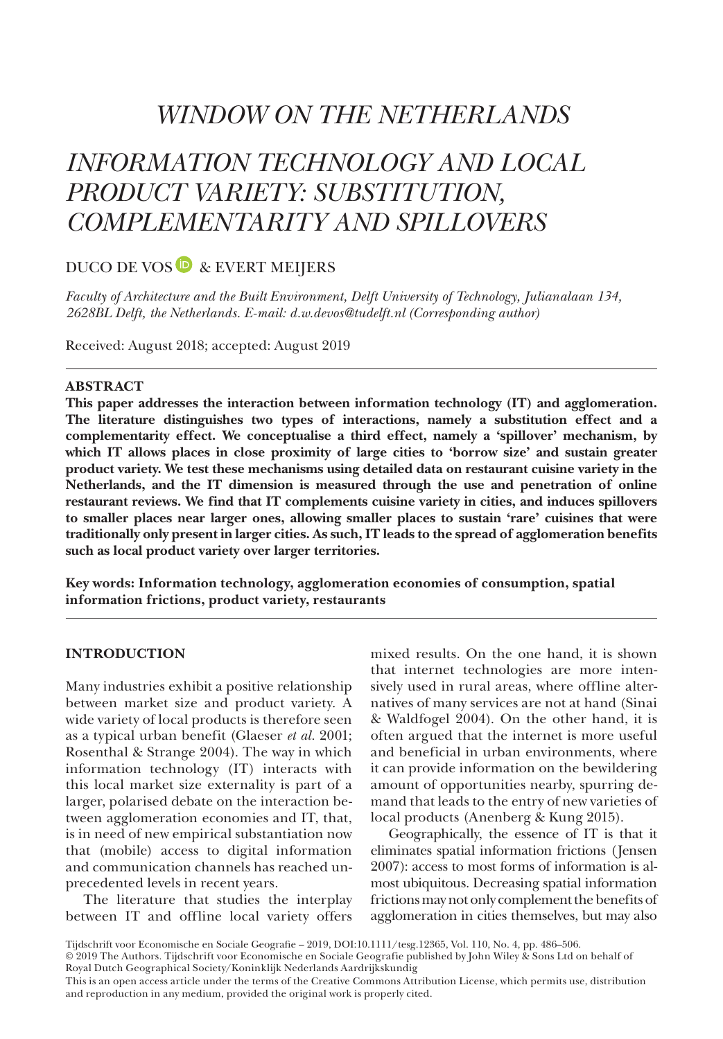# *WINDOW ON THE NETHERLANDS*

# *INFORMATION TECHNOLOGY AND LOCAL PRODUCT VARIETY: SUBSTITUTION, COMPLEMENTARITY AND SPILLOVERS*

DUCO DE VOS & EVERT MEIJERS

*Faculty of Architecture and the Built Environment, Delft University of Technology, Julianalaan 134, 2628BL Delft, the Netherlands. E-mail: d.w.devos@tudelft.nl (Corresponding author)*

Received: August 2018; accepted: August 2019

### ABSTRACT

**This paper addresses the interaction between information technology (IT) and agglomeration. The literature distinguishes two types of interactions, namely a substitution effect and a complementarity effect. We conceptualise a third effect, namely a 'spillover' mechanism, by which IT allows places in close proximity of large cities to 'borrow size' and sustain greater product variety. We test these mechanisms using detailed data on restaurant cuisine variety in the Netherlands, and the IT dimension is measured through the use and penetration of online restaurant reviews. We find that IT complements cuisine variety in cities, and induces spillovers to smaller places near larger ones, allowing smaller places to sustain 'rare' cuisines that were traditionally only present in larger cities. As such, IT leads to the spread of agglomeration benefits such as local product variety over larger territories.**

**Key words: Information technology, agglomeration economies of consumption, spatial information frictions, product variety, restaurants**

## INTRODUCTION

Many industries exhibit a positive relationship between market size and product variety. A wide variety of local products is therefore seen as a typical urban benefit (Glaeser *et al.* 2001; Rosenthal & Strange 2004). The way in which information technology (IT) interacts with this local market size externality is part of a larger, polarised debate on the interaction between agglomeration economies and IT, that, is in need of new empirical substantiation now that (mobile) access to digital information and communication channels has reached unprecedented levels in recent years.

The literature that studies the interplay between IT and offline local variety offers mixed results. On the one hand, it is shown that internet technologies are more intensively used in rural areas, where offline alternatives of many services are not at hand (Sinai & Waldfogel 2004). On the other hand, it is often argued that the internet is more useful and beneficial in urban environments, where it can provide information on the bewildering amount of opportunities nearby, spurring demand that leads to the entry of new varieties of local products (Anenberg & Kung 2015).

Geographically, the essence of IT is that it eliminates spatial information frictions (Jensen 2007): access to most forms of information is almost ubiquitous. Decreasing spatial information frictions may not only complement the benefits of agglomeration in cities themselves, but may also

© 2019 The Authors. Tijdschrift voor Economische en Sociale Geografie published by John Wiley & Sons Ltd on behalf of Royal Dutch Geographical Society/Koninklijk Nederlands Aardrijkskundig

This is an open access article under the terms of the Creative Commons Attribution License, which permits use, distribution and reproduction in any medium, provided the original work is properly cited.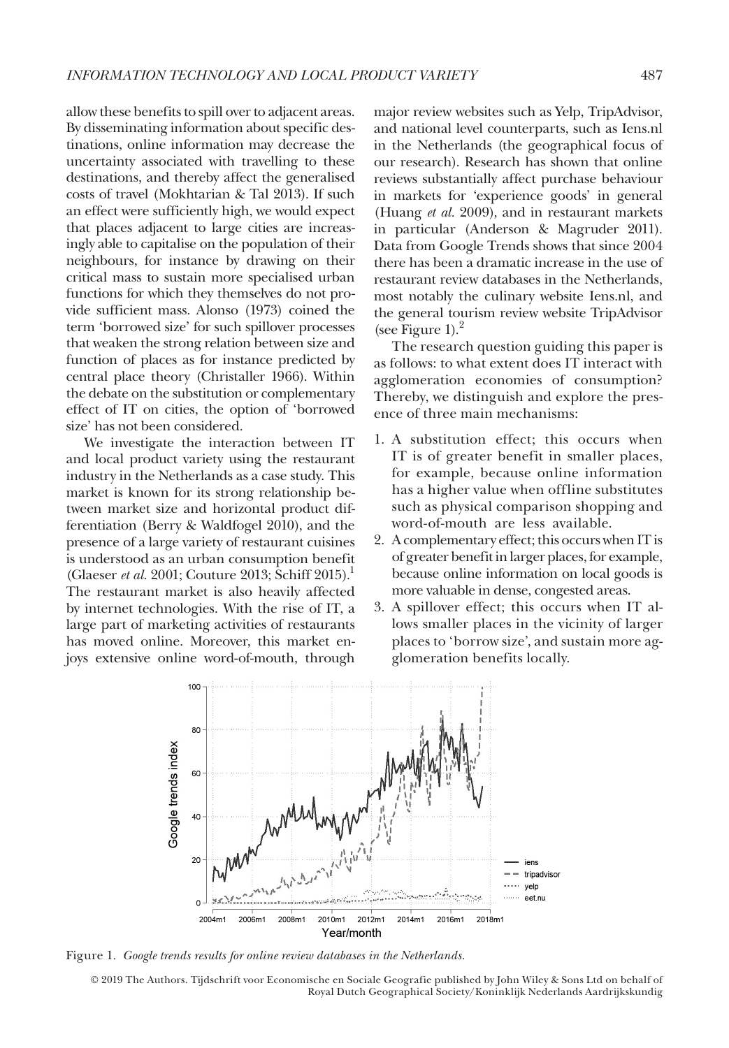allow these benefits to spill over to adjacent areas. By disseminating information about specific destinations, online information may decrease the uncertainty associated with travelling to these destinations, and thereby affect the generalised costs of travel (Mokhtarian & Tal 2013). If such an effect were sufficiently high, we would expect that places adjacent to large cities are increasingly able to capitalise on the population of their neighbours, for instance by drawing on their critical mass to sustain more specialised urban functions for which they themselves do not provide sufficient mass. Alonso (1973) coined the term 'borrowed size' for such spillover processes that weaken the strong relation between size and function of places as for instance predicted by central place theory (Christaller 1966). Within the debate on the substitution or complementary effect of IT on cities, the option of 'borrowed size' has not been considered.

We investigate the interaction between IT and local product variety using the restaurant industry in the Netherlands as a case study. This market is known for its strong relationship between market size and horizontal product differentiation (Berry & Waldfogel 2010), and the presence of a large variety of restaurant cuisines is understood as an urban consumption benefit (Glaeser *et al.* 2001; Couture 2013; Schiff 2015).[1] The restaurant market is also heavily affected by internet technologies. With the rise of IT, a large part of marketing activities of restaurants has moved online. Moreover, this market enjoys extensive online word-of-mouth, through major review websites such as Yelp, TripAdvisor, and national level counterparts, such as Iens.nl in the Netherlands (the geographical focus of our research). Research has shown that online reviews substantially affect purchase behaviour in markets for 'experience goods' in general (Huang *et al.* 2009), and in restaurant markets in particular (Anderson & Magruder 2011). Data from Google Trends shows that since 2004 there has been a dramatic increase in the use of restaurant review databases in the Netherlands, most notably the culinary website Iens.nl, and the general tourism review website TripAdvisor (see Figure 1).[2]

The research question guiding this paper is as follows: to what extent does IT interact with agglomeration economies of consumption? Thereby, we distinguish and explore the presence of three main mechanisms:

1. A substitution effect; this occurs when IT is of greater benefit in smaller places, for example, because online information has a higher value when offline substitutes such as physical comparison shopping and word-of-mouth are less available.
2. A complementary effect; this occurs when IT is of greater benefit in larger places, for example, because online information on local goods is more valuable in dense, congested areas.
3. A spillover effect; this occurs when IT allows smaller places in the vicinity of larger places to 'borrow size', and sustain more agglomeration benefits locally.

Figure 1. *Google trends results for online review databases in the Netherlands.*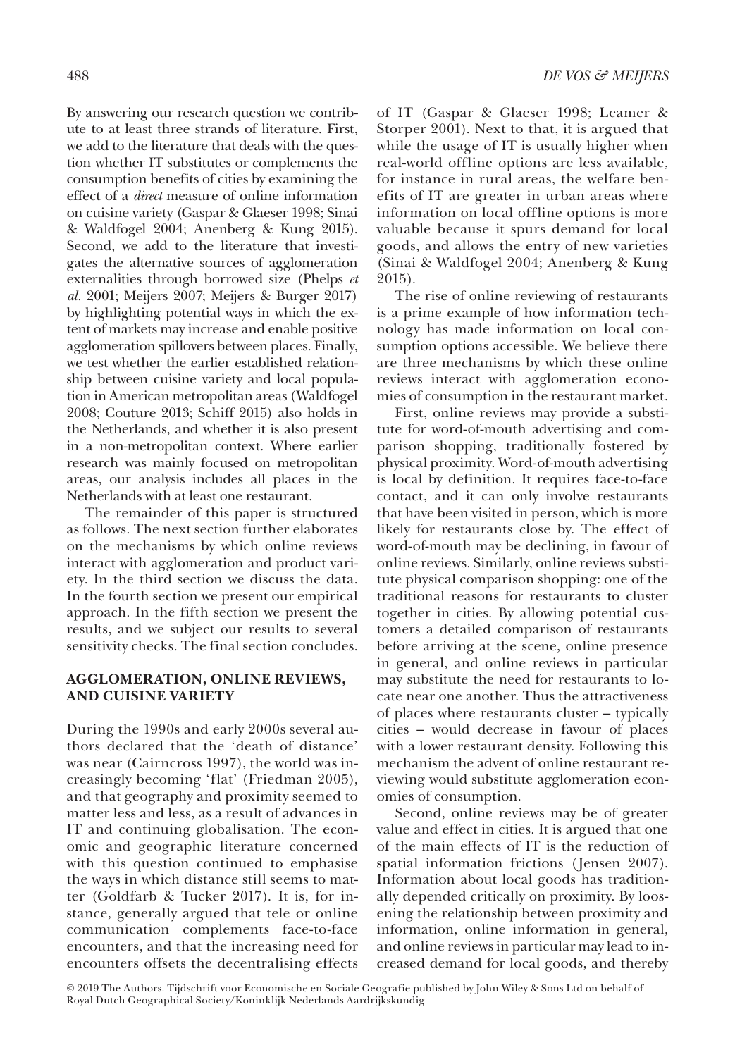By answering our research question we contribute to at least three strands of literature. First, we add to the literature that deals with the question whether IT substitutes or complements the consumption benefits of cities by examining the effect of a *direct* measure of online information on cuisine variety (Gaspar & Glaeser 1998; Sinai & Waldfogel 2004; Anenberg & Kung 2015). Second, we add to the literature that investigates the alternative sources of agglomeration externalities through borrowed size (Phelps *et al.* 2001; Meijers 2007; Meijers & Burger 2017) by highlighting potential ways in which the extent of markets may increase and enable positive agglomeration spillovers between places. Finally, we test whether the earlier established relationship between cuisine variety and local population in American metropolitan areas (Waldfogel 2008; Couture 2013; Schiff 2015) also holds in the Netherlands, and whether it is also present in a non-metropolitan context. Where earlier research was mainly focused on metropolitan areas, our analysis includes all places in the Netherlands with at least one restaurant.

The remainder of this paper is structured as follows. The next section further elaborates on the mechanisms by which online reviews interact with agglomeration and product variety. In the third section we discuss the data. In the fourth section we present our empirical approach. In the fifth section we present the results, and we subject our results to several sensitivity checks. The final section concludes.

## AGGLOMERATION, ONLINE REVIEWS, AND CUISINE VARIETY

During the 1990s and early 2000s several authors declared that the 'death of distance' was near (Cairncross 1997), the world was increasingly becoming 'flat' (Friedman 2005), and that geography and proximity seemed to matter less and less, as a result of advances in IT and continuing globalisation. The economic and geographic literature concerned with this question continued to emphasise the ways in which distance still seems to matter (Goldfarb & Tucker 2017). It is, for instance, generally argued that tele or online communication complements face-to-face encounters, and that the increasing need for encounters offsets the decentralising effects of IT (Gaspar & Glaeser 1998; Leamer & Storper 2001). Next to that, it is argued that while the usage of IT is usually higher when real-world offline options are less available, for instance in rural areas, the welfare benefits of IT are greater in urban areas where information on local offline options is more valuable because it spurs demand for local goods, and allows the entry of new varieties (Sinai & Waldfogel 2004; Anenberg & Kung 2015).

The rise of online reviewing of restaurants is a prime example of how information technology has made information on local consumption options accessible. We believe there are three mechanisms by which these online reviews interact with agglomeration economies of consumption in the restaurant market.

First, online reviews may provide a substitute for word-of-mouth advertising and comparison shopping, traditionally fostered by physical proximity. Word-of-mouth advertising is local by definition. It requires face-to-face contact, and it can only involve restaurants that have been visited in person, which is more likely for restaurants close by. The effect of word-of-mouth may be declining, in favour of online reviews. Similarly, online reviews substitute physical comparison shopping: one of the traditional reasons for restaurants to cluster together in cities. By allowing potential customers a detailed comparison of restaurants before arriving at the scene, online presence in general, and online reviews in particular may substitute the need for restaurants to locate near one another. Thus the attractiveness of places where restaurants cluster – typically cities – would decrease in favour of places with a lower restaurant density. Following this mechanism the advent of online restaurant reviewing would substitute agglomeration economies of consumption.

Second, online reviews may be of greater value and effect in cities. It is argued that one of the main effects of IT is the reduction of spatial information frictions (Jensen 2007). Information about local goods has traditionally depended critically on proximity. By loosening the relationship between proximity and information, online information in general, and online reviews in particular may lead to increased demand for local goods, and thereby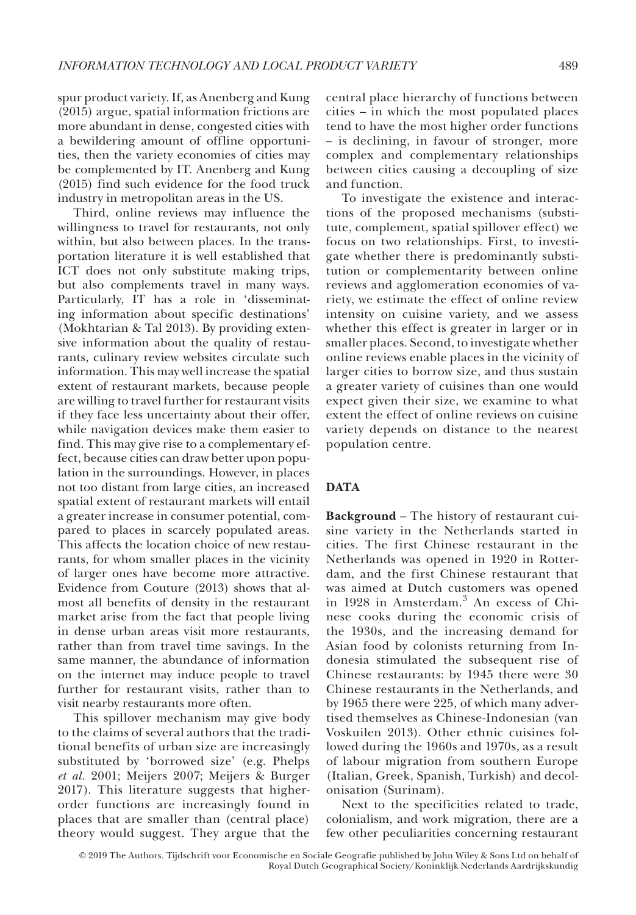spur product variety. If, as Anenberg and Kung (2015) argue, spatial information frictions are more abundant in dense, congested cities with a bewildering amount of offline opportunities, then the variety economies of cities may be complemented by IT. Anenberg and Kung (2015) find such evidence for the food truck industry in metropolitan areas in the US.

Third, online reviews may influence the willingness to travel for restaurants, not only within, but also between places. In the transportation literature it is well established that ICT does not only substitute making trips, but also complements travel in many ways. Particularly, IT has a role in 'disseminating information about specific destinations' (Mokhtarian & Tal 2013). By providing extensive information about the quality of restaurants, culinary review websites circulate such information. This may well increase the spatial extent of restaurant markets, because people are willing to travel further for restaurant visits if they face less uncertainty about their offer, while navigation devices make them easier to find. This may give rise to a complementary effect, because cities can draw better upon population in the surroundings. However, in places not too distant from large cities, an increased spatial extent of restaurant markets will entail a greater increase in consumer potential, compared to places in scarcely populated areas. This affects the location choice of new restaurants, for whom smaller places in the vicinity of larger ones have become more attractive. Evidence from Couture (2013) shows that almost all benefits of density in the restaurant market arise from the fact that people living in dense urban areas visit more restaurants, rather than from travel time savings. In the same manner, the abundance of information on the internet may induce people to travel further for restaurant visits, rather than to visit nearby restaurants more often.

This spillover mechanism may give body to the claims of several authors that the traditional benefits of urban size are increasingly substituted by 'borrowed size' (e.g. Phelps *et al.* 2001; Meijers 2007; Meijers & Burger 2017). This literature suggests that higher-order functions are increasingly found in places that are smaller than (central place) theory would suggest. They argue that the central place hierarchy of functions between cities – in which the most populated places tend to have the most higher order functions – is declining, in favour of stronger, more complex and complementary relationships between cities causing a decoupling of size and function.

To investigate the existence and interactions of the proposed mechanisms (substitute, complement, spatial spillover effect) we focus on two relationships. First, to investigate whether there is predominantly substitution or complementarity between online reviews and agglomeration economies of variety, we estimate the effect of online review intensity on cuisine variety, and we assess whether this effect is greater in larger or in smaller places. Second, to investigate whether online reviews enable places in the vicinity of larger cities to borrow size, and thus sustain a greater variety of cuisines than one would expect given their size, we examine to what extent the effect of online reviews on cuisine variety depends on distance to the nearest population centre.

## DATA

**Background** – The history of restaurant cuisine variety in the Netherlands started in cities. The first Chinese restaurant in the Netherlands was opened in 1920 in Rotterdam, and the first Chinese restaurant that was aimed at Dutch customers was opened in 1928 in Amsterdam.[3] An excess of Chinese cooks during the economic crisis of the 1930s, and the increasing demand for Asian food by colonists returning from Indonesia stimulated the subsequent rise of Chinese restaurants: by 1945 there were 30 Chinese restaurants in the Netherlands, and by 1965 there were 225, of which many advertised themselves as Chinese-Indonesian (van Voskuilen 2013). Other ethnic cuisines followed during the 1960s and 1970s, as a result of labour migration from southern Europe (Italian, Greek, Spanish, Turkish) and decolonisation (Surinam).

Next to the specificities related to trade, colonialism, and work migration, there are a few other peculiarities concerning restaurant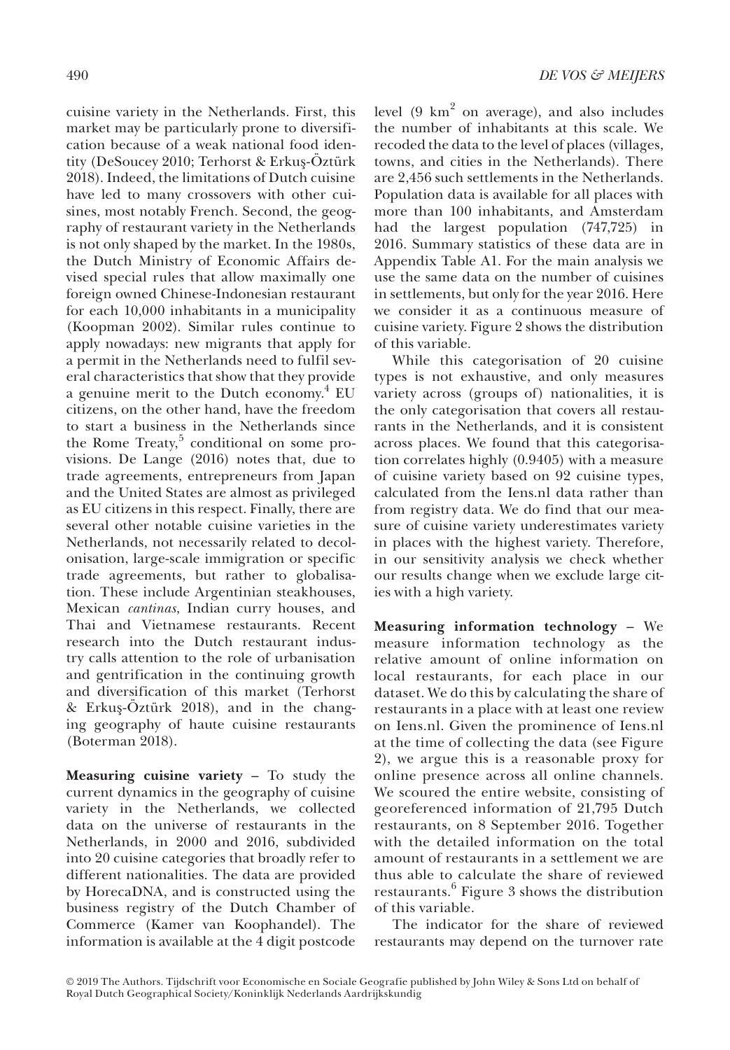cuisine variety in the Netherlands. First, this market may be particularly prone to diversification because of a weak national food identity (DeSoucey 2010; Terhorst & Erkuş-Öztürk 2018). Indeed, the limitations of Dutch cuisine have led to many crossovers with other cuisines, most notably French. Second, the geography of restaurant variety in the Netherlands is not only shaped by the market. In the 1980s, the Dutch Ministry of Economic Affairs devised special rules that allow maximally one foreign owned Chinese-Indonesian restaurant for each 10,000 inhabitants in a municipality (Koopman 2002). Similar rules continue to apply nowadays: new migrants that apply for a permit in the Netherlands need to fulfil several characteristics that show that they provide a genuine merit to the Dutch economy.[4] EU citizens, on the other hand, have the freedom to start a business in the Netherlands since the Rome Treaty,[5] conditional on some provisions. De Lange (2016) notes that, due to trade agreements, entrepreneurs from Japan and the United States are almost as privileged as EU citizens in this respect. Finally, there are several other notable cuisine varieties in the Netherlands, not necessarily related to decolonisation, large-scale immigration or specific trade agreements, but rather to globalisation. These include Argentinian steakhouses, Mexican *cantinas*, Indian curry houses, and Thai and Vietnamese restaurants. Recent research into the Dutch restaurant industry calls attention to the role of urbanisation and gentrification in the continuing growth and diversification of this market (Terhorst & Erkuş-Öztürk 2018), and in the changing geography of haute cuisine restaurants (Boterman 2018).

**Measuring cuisine variety** – To study the current dynamics in the geography of cuisine variety in the Netherlands, we collected data on the universe of restaurants in the Netherlands, in 2000 and 2016, subdivided into 20 cuisine categories that broadly refer to different nationalities. The data are provided by HorecaDNA, and is constructed using the business registry of the Dutch Chamber of Commerce (Kamer van Koophandel). The information is available at the 4 digit postcode level (9 km$^2$ on average), and also includes the number of inhabitants at this scale. We recoded the data to the level of places (villages, towns, and cities in the Netherlands). There are 2,456 such settlements in the Netherlands. Population data is available for all places with more than 100 inhabitants, and Amsterdam had the largest population (747,725) in 2016. Summary statistics of these data are in Appendix Table A1. For the main analysis we use the same data on the number of cuisines in settlements, but only for the year 2016. Here we consider it as a continuous measure of cuisine variety. Figure 2 shows the distribution of this variable.

While this categorisation of 20 cuisine types is not exhaustive, and only measures variety across (groups of) nationalities, it is the only categorisation that covers all restaurants in the Netherlands, and it is consistent across places. We found that this categorisation correlates highly (0.9405) with a measure of cuisine variety based on 92 cuisine types, calculated from the Iens.nl data rather than from registry data. We do find that our measure of cuisine variety underestimates variety in places with the highest variety. Therefore, in our sensitivity analysis we check whether our results change when we exclude large cities with a high variety.

**Measuring information technology** – We measure information technology as the relative amount of online information on local restaurants, for each place in our dataset. We do this by calculating the share of restaurants in a place with at least one review on Iens.nl. Given the prominence of Iens.nl at the time of collecting the data (see Figure 2), we argue this is a reasonable proxy for online presence across all online channels. We scoured the entire website, consisting of georeferenced information of 21,795 Dutch restaurants, on 8 September 2016. Together with the detailed information on the total amount of restaurants in a settlement we are thus able to calculate the share of reviewed restaurants.[6] Figure 3 shows the distribution of this variable.

The indicator for the share of reviewed restaurants may depend on the turnover rate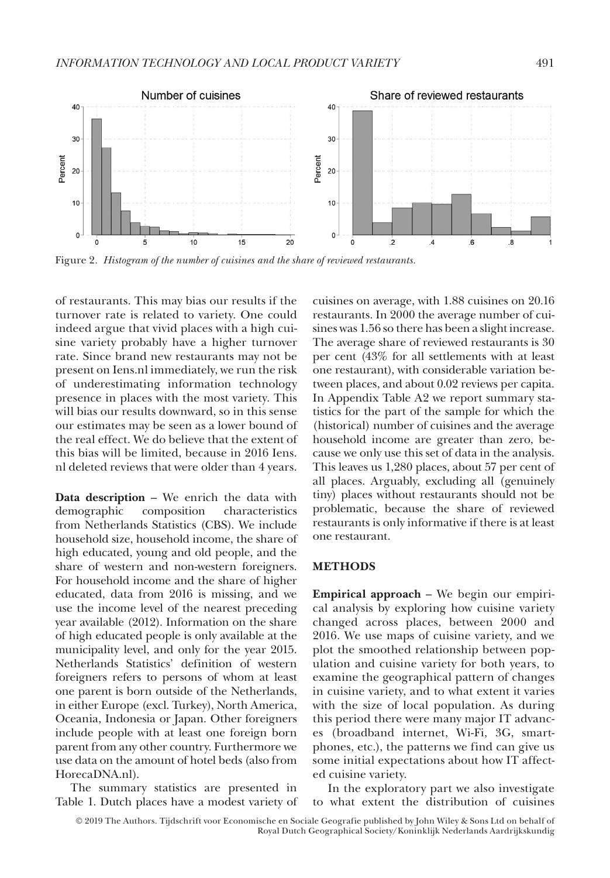Figure 2. *Histogram of the number of cuisines and the share of reviewed restaurants.*

of restaurants. This may bias our results if the turnover rate is related to variety. One could indeed argue that vivid places with a high cuisine variety probably have a higher turnover rate. Since brand new restaurants may not be present on Iens.nl immediately, we run the risk of underestimating information technology presence in places with the most variety. This will bias our results downward, so in this sense our estimates may be seen as a lower bound of the real effect. We do believe that the extent of this bias will be limited, because in 2016 Iens.nl deleted reviews that were older than 4 years.

**Data description** – We enrich the data with demographic composition characteristics from Netherlands Statistics (CBS). We include household size, household income, the share of high educated, young and old people, and the share of western and non-western foreigners. For household income and the share of higher educated, data from 2016 is missing, and we use the income level of the nearest preceding year available (2012). Information on the share of high educated people is only available at the municipality level, and only for the year 2015. Netherlands Statistics' definition of western foreigners refers to persons of whom at least one parent is born outside of the Netherlands, in either Europe (excl. Turkey), North America, Oceania, Indonesia or Japan. Other foreigners include people with at least one foreign born parent from any other country. Furthermore we use data on the amount of hotel beds (also from HorecaDNA.nl).

The summary statistics are presented in Table 1. Dutch places have a modest variety of cuisines on average, with 1.88 cuisines on 20.16 restaurants. In 2000 the average number of cuisines was 1.56 so there has been a slight increase. The average share of reviewed restaurants is 30 per cent (43% for all settlements with at least one restaurant), with considerable variation between places, and about 0.02 reviews per capita. In Appendix Table A2 we report summary statistics for the part of the sample for which the (historical) number of cuisines and the average household income are greater than zero, because we only use this set of data in the analysis. This leaves us 1,280 places, about 57 per cent of all places. Arguably, excluding all (genuinely tiny) places without restaurants should not be problematic, because the share of reviewed restaurants is only informative if there is at least one restaurant.

## METHODS

**Empirical approach** – We begin our empirical analysis by exploring how cuisine variety changed across places, between 2000 and 2016. We use maps of cuisine variety, and we plot the smoothed relationship between population and cuisine variety for both years, to examine the geographical pattern of changes in cuisine variety, and to what extent it varies with the size of local population. As during this period there were many major IT advances (broadband internet, Wi-Fi, 3G, smartphones, etc.), the patterns we find can give us some initial expectations about how IT affected cuisine variety.

In the exploratory part we also investigate to what extent the distribution of cuisines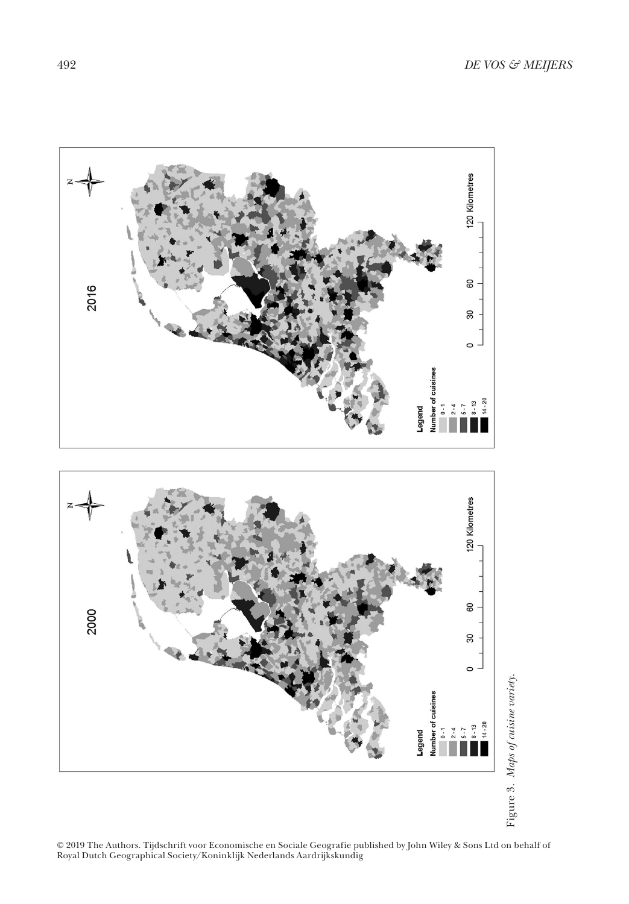Figure 3. *Maps of cuisine variety.*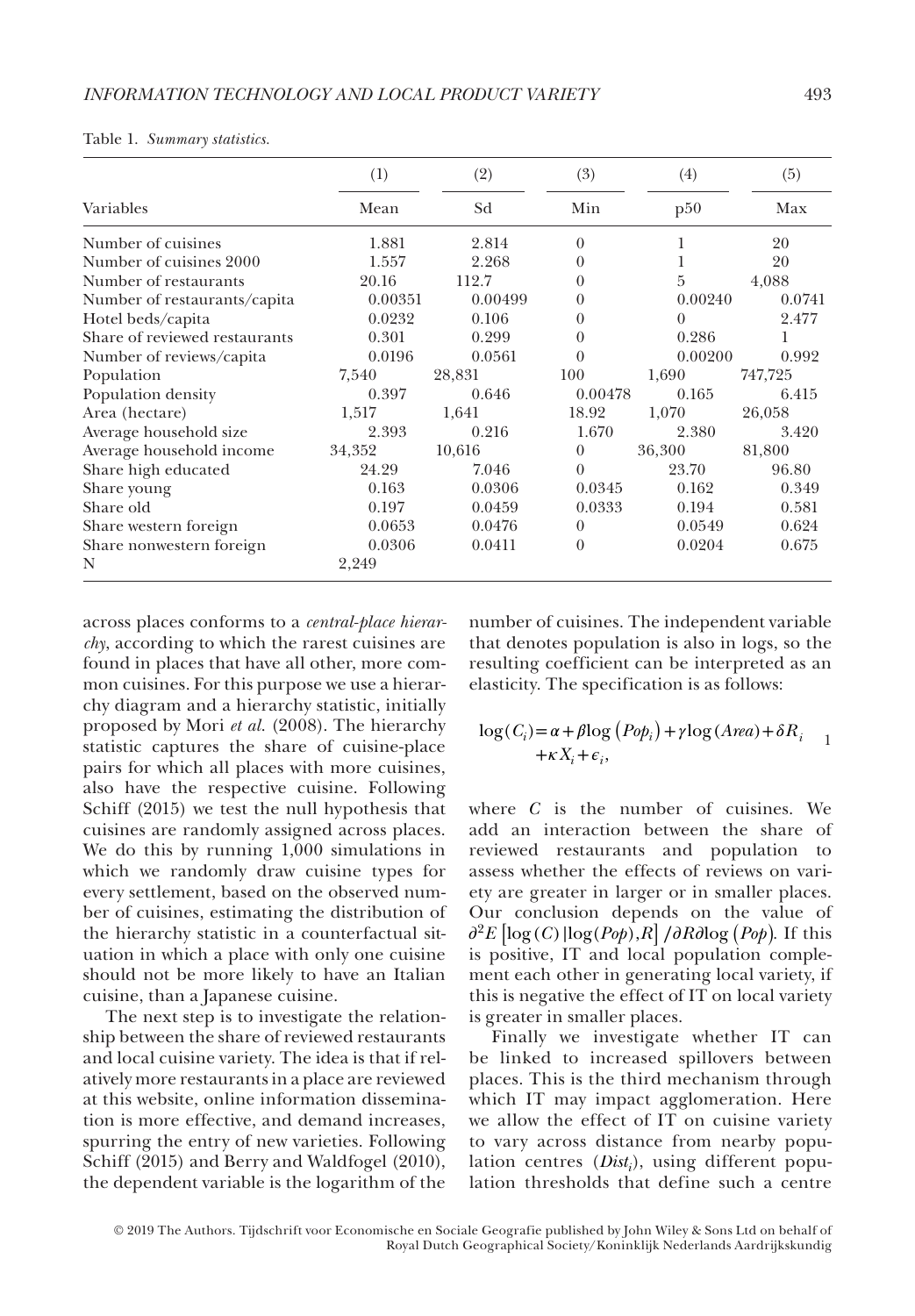Table 1. *Summary statistics.*

| Variables | (1) Mean | (2) Sd | (3) Min | (4) p50 | (5) Max |
|---|---|---|---|---|---|
| Number of cuisines | 1.881 | 2.814 | 0 | 1 | 20 |
| Number of cuisines 2000 | 1.557 | 2.268 | 0 | 1 | 20 |
| Number of restaurants | 20.16 | 112.7 | 0 | 5 | 4,088 |
| Number of restaurants/capita | 0.00351 | 0.00499 | 0 | 0.00240 | 0.0741 |
| Hotel beds/capita | 0.0232 | 0.106 | 0 | 0 | 2.477 |
| Share of reviewed restaurants | 0.301 | 0.299 | 0 | 0.286 | 1 |
| Number of reviews/capita | 0.0196 | 0.0561 | 0 | 0.00200 | 0.992 |
| Population | 7,540 | 28,831 | 100 | 1,690 | 747,725 |
| Population density | 0.397 | 0.646 | 0.00478 | 0.165 | 6.415 |
| Area (hectare) | 1,517 | 1,641 | 18.92 | 1,070 | 26,058 |
| Average household size | 2.393 | 0.216 | 1.670 | 2.380 | 3.420 |
| Average household income | 34,352 | 10,616 | 0 | 36,300 | 81,800 |
| Share high educated | 24.29 | 7.046 | 0 | 23.70 | 96.80 |
| Share young | 0.163 | 0.0306 | 0.0345 | 0.162 | 0.349 |
| Share old | 0.197 | 0.0459 | 0.0333 | 0.194 | 0.581 |
| Share western foreign | 0.0653 | 0.0476 | 0 | 0.0549 | 0.624 |
| Share nonwestern foreign | 0.0306 | 0.0411 | 0 | 0.0204 | 0.675 |
| N | 2,249 | | | | |

across places conforms to a *central-place hierarchy*, according to which the rarest cuisines are found in places that have all other, more common cuisines. For this purpose we use a hierarchy diagram and a hierarchy statistic, initially proposed by Mori *et al.* (2008). The hierarchy statistic captures the share of cuisine-place pairs for which all places with more cuisines, also have the respective cuisine. Following Schiff (2015) we test the null hypothesis that cuisines are randomly assigned across places. We do this by running 1,000 simulations in which we randomly draw cuisine types for every settlement, based on the observed number of cuisines, estimating the distribution of the hierarchy statistic in a counterfactual situation in which a place with only one cuisine should not be more likely to have an Italian cuisine, than a Japanese cuisine.

The next step is to investigate the relationship between the share of reviewed restaurants and local cuisine variety. The idea is that if relatively more restaurants in a place are reviewed at this website, online information dissemination is more effective, and demand increases, spurring the entry of new varieties. Following Schiff (2015) and Berry and Waldfogel (2010), the dependent variable is the logarithm of the number of cuisines. The independent variable that denotes population is also in logs, so the resulting coefficient can be interpreted as an elasticity. The specification is as follows:

$$\log(C_i) = \alpha + \beta \log(Pop_i) + \gamma \log(Area) + \delta R_i + \kappa X_i + \epsilon_i, \quad (1)$$

where $C$ is the number of cuisines. We add an interaction between the share of reviewed restaurants and population to assess whether the effects of reviews on variety are greater in larger or in smaller places. Our conclusion depends on the value of $\partial^2 E[\log(C)|\log(Pop), R]/\partial R \partial \log(Pop)$. If this is positive, IT and local population complement each other in generating local variety, if this is negative the effect of IT on local variety is greater in smaller places.

Finally we investigate whether IT can be linked to increased spillovers between places. This is the third mechanism through which IT may impact agglomeration. Here we allow the effect of IT on cuisine variety to vary across distance from nearby population centres ($Dist_i$), using different population thresholds that define such a centre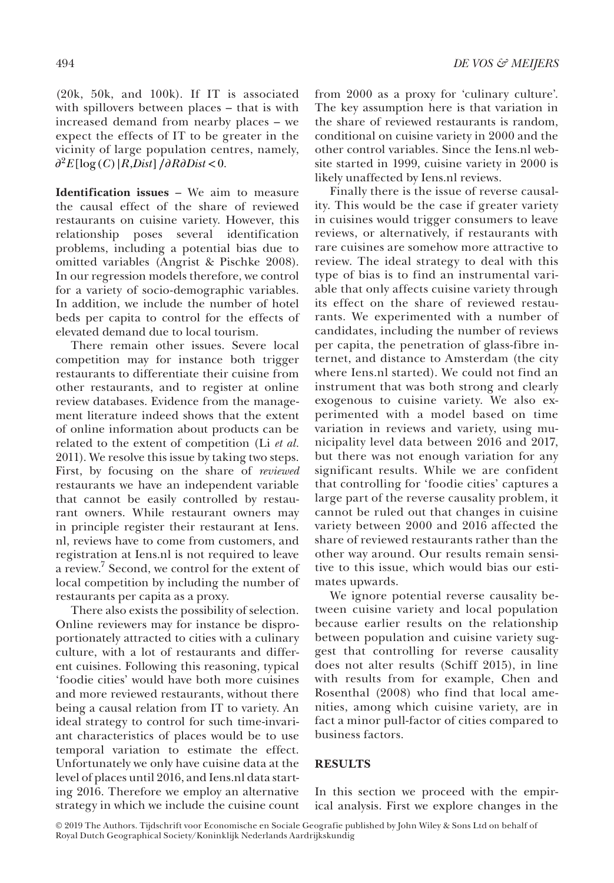(20k, 50k, and 100k). If IT is associated with spillovers between places – that is with increased demand from nearby places – we expect the effects of IT to be greater in the vicinity of large population centres, namely, $\partial^2 E[\log(C)|R,Dist]/\partial R \partial Dist < 0$.

**Identification issues** – We aim to measure the causal effect of the share of reviewed restaurants on cuisine variety. However, this relationship poses several identification problems, including a potential bias due to omitted variables (Angrist & Pischke 2008). In our regression models therefore, we control for a variety of socio-demographic variables. In addition, we include the number of hotel beds per capita to control for the effects of elevated demand due to local tourism.

There remain other issues. Severe local competition may for instance both trigger restaurants to differentiate their cuisine from other restaurants, and to register at online review databases. Evidence from the management literature indeed shows that the extent of online information about products can be related to the extent of competition (Li *et al.* 2011). We resolve this issue by taking two steps. First, by focusing on the share of *reviewed* restaurants we have an independent variable that cannot be easily controlled by restaurant owners. While restaurant owners may in principle register their restaurant at Iens.nl, reviews have to come from customers, and registration at Iens.nl is not required to leave a review.[7] Second, we control for the extent of local competition by including the number of restaurants per capita as a proxy.

There also exists the possibility of selection. Online reviewers may for instance be disproportionately attracted to cities with a culinary culture, with a lot of restaurants and different cuisines. Following this reasoning, typical 'foodie cities' would have both more cuisines and more reviewed restaurants, without there being a causal relation from IT to variety. An ideal strategy to control for such time-invariant characteristics of places would be to use temporal variation to estimate the effect. Unfortunately we only have cuisine data at the level of places until 2016, and Iens.nl data starting 2016. Therefore we employ an alternative strategy in which we include the cuisine count from 2000 as a proxy for 'culinary culture'. The key assumption here is that variation in the share of reviewed restaurants is random, conditional on cuisine variety in 2000 and the other control variables. Since the Iens.nl website started in 1999, cuisine variety in 2000 is likely unaffected by Iens.nl reviews.

Finally there is the issue of reverse causality. This would be the case if greater variety in cuisines would trigger consumers to leave reviews, or alternatively, if restaurants with rare cuisines are somehow more attractive to review. The ideal strategy to deal with this type of bias is to find an instrumental variable that only affects cuisine variety through its effect on the share of reviewed restaurants. We experimented with a number of candidates, including the number of reviews per capita, the penetration of glass-fibre internet, and distance to Amsterdam (the city where Iens.nl started). We could not find an instrument that was both strong and clearly exogenous to cuisine variety. We also experimented with a model based on time variation in reviews and variety, using municipality level data between 2016 and 2017, but there was not enough variation for any significant results. While we are confident that controlling for 'foodie cities' captures a large part of the reverse causality problem, it cannot be ruled out that changes in cuisine variety between 2000 and 2016 affected the share of reviewed restaurants rather than the other way around. Our results remain sensitive to this issue, which would bias our estimates upwards.

We ignore potential reverse causality between cuisine variety and local population because earlier results on the relationship between population and cuisine variety suggest that controlling for reverse causality does not alter results (Schiff 2015), in line with results from for example, Chen and Rosenthal (2008) who find that local amenities, among which cuisine variety, are in fact a minor pull-factor of cities compared to business factors.

## RESULTS

In this section we proceed with the empirical analysis. First we explore changes in the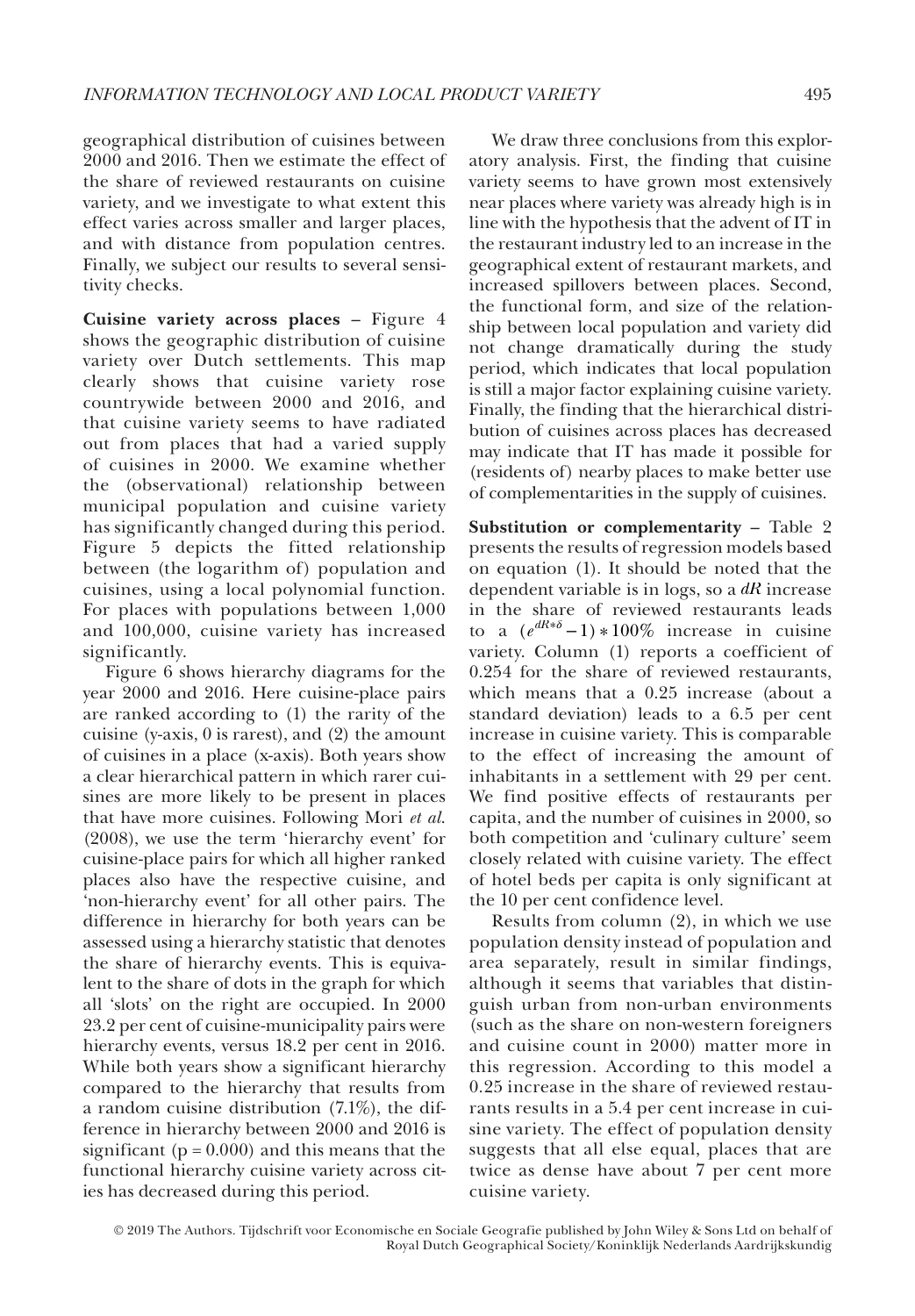geographical distribution of cuisines between 2000 and 2016. Then we estimate the effect of the share of reviewed restaurants on cuisine variety, and we investigate to what extent this effect varies across smaller and larger places, and with distance from population centres. Finally, we subject our results to several sensitivity checks.

**Cuisine variety across places** – Figure 4 shows the geographic distribution of cuisine variety over Dutch settlements. This map clearly shows that cuisine variety rose countrywide between 2000 and 2016, and that cuisine variety seems to have radiated out from places that had a varied supply of cuisines in 2000. We examine whether the (observational) relationship between municipal population and cuisine variety has significantly changed during this period. Figure 5 depicts the fitted relationship between (the logarithm of) population and cuisines, using a local polynomial function. For places with populations between 1,000 and 100,000, cuisine variety has increased significantly.

Figure 6 shows hierarchy diagrams for the year 2000 and 2016. Here cuisine-place pairs are ranked according to (1) the rarity of the cuisine (y-axis, 0 is rarest), and (2) the amount of cuisines in a place (x-axis). Both years show a clear hierarchical pattern in which rarer cuisines are more likely to be present in places that have more cuisines. Following Mori *et al.* (2008), we use the term 'hierarchy event' for cuisine-place pairs for which all higher ranked places also have the respective cuisine, and 'non-hierarchy event' for all other pairs. The difference in hierarchy for both years can be assessed using a hierarchy statistic that denotes the share of hierarchy events. This is equivalent to the share of dots in the graph for which all 'slots' on the right are occupied. In 2000 23.2 per cent of cuisine-municipality pairs were hierarchy events, versus 18.2 per cent in 2016. While both years show a significant hierarchy compared to the hierarchy that results from a random cuisine distribution (7.1%), the difference in hierarchy between 2000 and 2016 is significant ($p = 0.000$) and this means that the functional hierarchy cuisine variety across cities has decreased during this period.

We draw three conclusions from this exploratory analysis. First, the finding that cuisine variety seems to have grown most extensively near places where variety was already high is in line with the hypothesis that the advent of IT in the restaurant industry led to an increase in the geographical extent of restaurant markets, and increased spillovers between places. Second, the functional form, and size of the relationship between local population and variety did not change dramatically during the study period, which indicates that local population is still a major factor explaining cuisine variety. Finally, the finding that the hierarchical distribution of cuisines across places has decreased may indicate that IT has made it possible for (residents of) nearby places to make better use of complementarities in the supply of cuisines.

**Substitution or complementarity** – Table 2 presents the results of regression models based on equation (1). It should be noted that the dependent variable is in logs, so a $dR$ increase in the share of reviewed restaurants leads to a $(e^{dR*\delta}-1)*100\%$ increase in cuisine variety. Column (1) reports a coefficient of 0.254 for the share of reviewed restaurants, which means that a 0.25 increase (about a standard deviation) leads to a 6.5 per cent increase in cuisine variety. This is comparable to the effect of increasing the amount of inhabitants in a settlement with 29 per cent. We find positive effects of restaurants per capita, and the number of cuisines in 2000, so both competition and 'culinary culture' seem closely related with cuisine variety. The effect of hotel beds per capita is only significant at the 10 per cent confidence level.

Results from column (2), in which we use population density instead of population and area separately, result in similar findings, although it seems that variables that distinguish urban from non-urban environments (such as the share on non-western foreigners and cuisine count in 2000) matter more in this regression. According to this model a 0.25 increase in the share of reviewed restaurants results in a 5.4 per cent increase in cuisine variety. The effect of population density suggests that all else equal, places that are twice as dense have about 7 per cent more cuisine variety.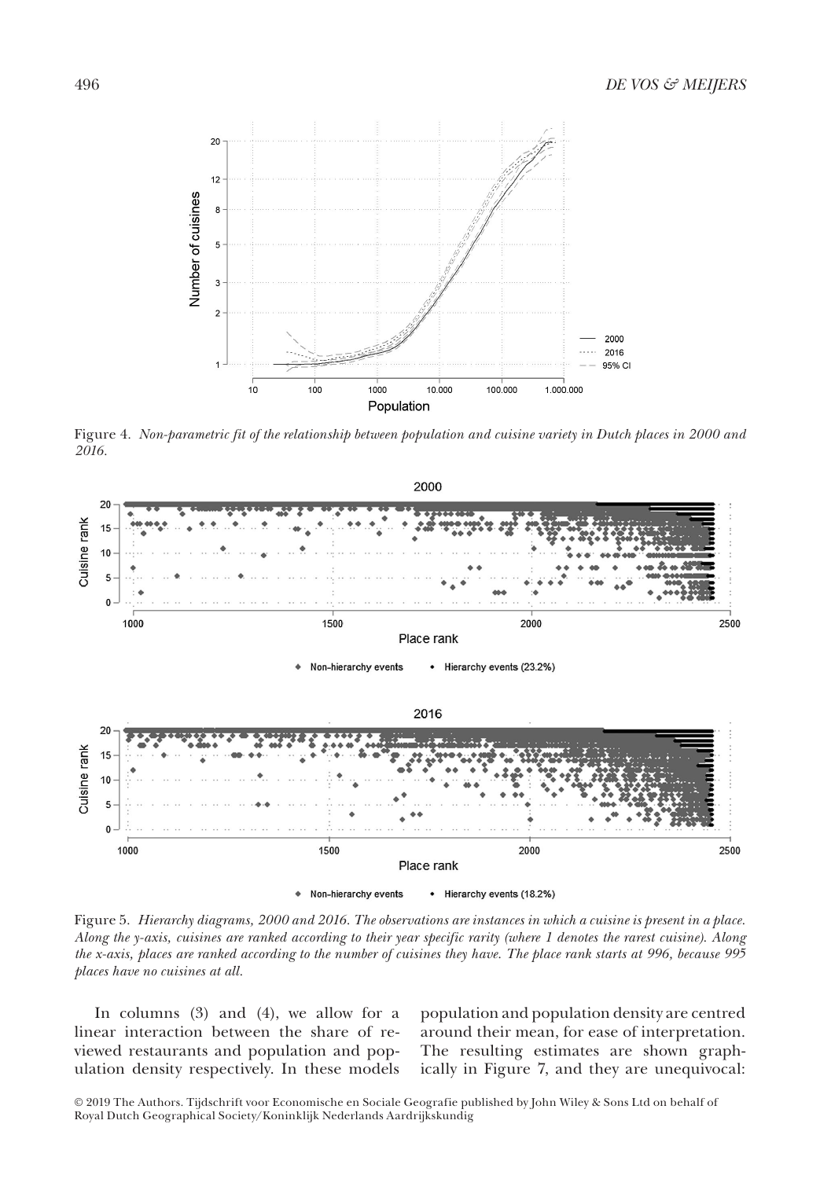Figure 4. *Non-parametric fit of the relationship between population and cuisine variety in Dutch places in 2000 and 2016.*

Figure 5. *Hierarchy diagrams, 2000 and 2016. The observations are instances in which a cuisine is present in a place. Along the y-axis, cuisines are ranked according to their year specific rarity (where 1 denotes the rarest cuisine). Along the x-axis, places are ranked according to the number of cuisines they have. The place rank starts at 996, because 995 places have no cuisines at all.*

In columns (3) and (4), we allow for a linear interaction between the share of reviewed restaurants and population and population density respectively. In these models population and population density are centred around their mean, for ease of interpretation. The resulting estimates are shown graphically in Figure 7, and they are unequivocal: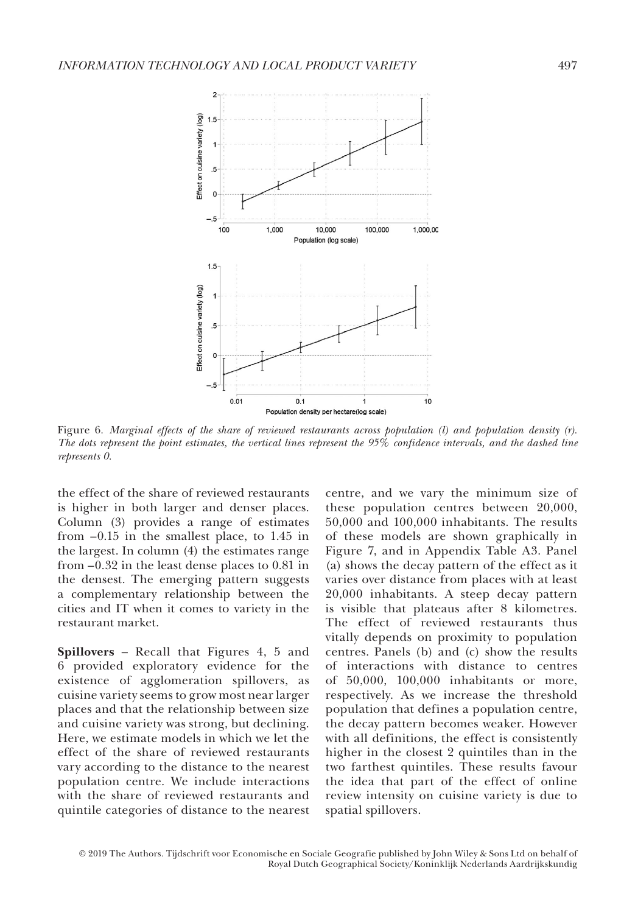Figure 6. *Marginal effects of the share of reviewed restaurants across population (l) and population density (r). The dots represent the point estimates, the vertical lines represent the 95% confidence intervals, and the dashed line represents 0.*

the effect of the share of reviewed restaurants is higher in both larger and denser places. Column (3) provides a range of estimates from −0.15 in the smallest place, to 1.45 in the largest. In column (4) the estimates range from −0.32 in the least dense places to 0.81 in the densest. The emerging pattern suggests a complementary relationship between the cities and IT when it comes to variety in the restaurant market.

**Spillovers** – Recall that Figures 4, 5 and 6 provided exploratory evidence for the existence of agglomeration spillovers, as cuisine variety seems to grow most near larger places and that the relationship between size and cuisine variety was strong, but declining. Here, we estimate models in which we let the effect of the share of reviewed restaurants vary according to the distance to the nearest population centre. We include interactions with the share of reviewed restaurants and quintile categories of distance to the nearest centre, and we vary the minimum size of these population centres between 20,000, 50,000 and 100,000 inhabitants. The results of these models are shown graphically in Figure 7, and in Appendix Table A3. Panel (a) shows the decay pattern of the effect as it varies over distance from places with at least 20,000 inhabitants. A steep decay pattern is visible that plateaus after 8 kilometres. The effect of reviewed restaurants thus vitally depends on proximity to population centres. Panels (b) and (c) show the results of interactions with distance to centres of 50,000, 100,000 inhabitants or more, respectively. As we increase the threshold population that defines a population centre, the decay pattern becomes weaker. However with all definitions, the effect is consistently higher in the closest 2 quintiles than in the two farthest quintiles. These results favour the idea that part of the effect of online review intensity on cuisine variety is due to spatial spillovers.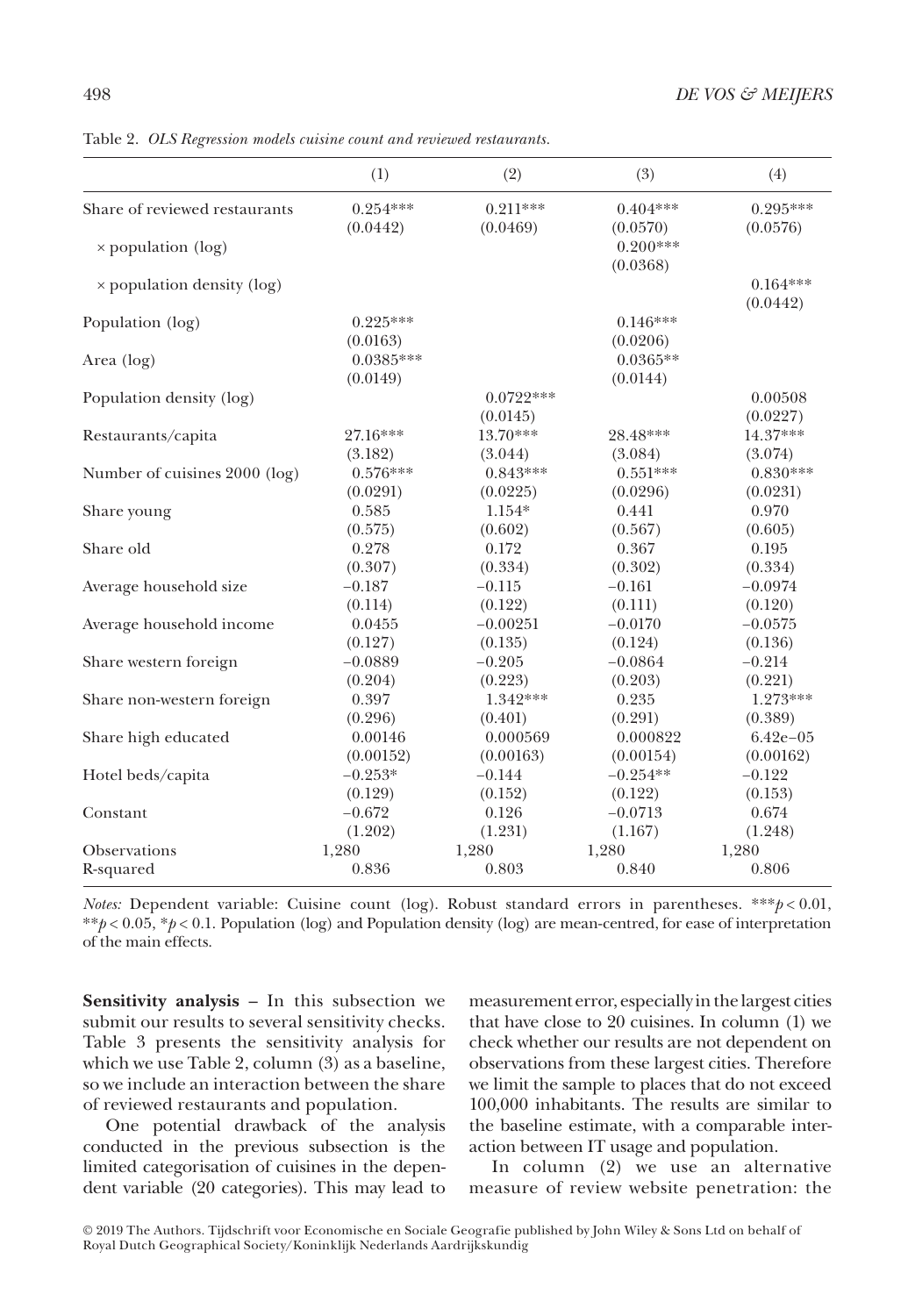Table 2. *OLS Regression models cuisine count and reviewed restaurants.*

| | (1) | (2) | (3) | (4) |
|---|---|---|---|---|
| Share of reviewed restaurants | 0.254*** | 0.211*** | 0.404*** | 0.295*** |
| | (0.0442) | (0.0469) | (0.0570) | (0.0576) |
| × population (log) | | | 0.200*** | |
| | | | (0.0368) | |
| × population density (log) | | | | 0.164*** |
| | | | | (0.0442) |
| Population (log) | 0.225*** | | 0.146*** | |
| | (0.0163) | | (0.0206) | |
| Area (log) | 0.0385*** | | 0.0365** | |
| | (0.0149) | | (0.0144) | |
| Population density (log) | | 0.0722*** | | 0.00508 |
| | | (0.0145) | | (0.0227) |
| Restaurants/capita | 27.16*** | 13.70*** | 28.48*** | 14.37*** |
| | (3.182) | (3.044) | (3.084) | (3.074) |
| Number of cuisines 2000 (log) | 0.576*** | 0.843*** | 0.551*** | 0.830*** |
| | (0.0291) | (0.0225) | (0.0296) | (0.0231) |
| Share young | 0.585 | 1.154* | 0.441 | 0.970 |
| | (0.575) | (0.602) | (0.567) | (0.605) |
| Share old | 0.278 | 0.172 | 0.367 | 0.195 |
| | (0.307) | (0.334) | (0.302) | (0.334) |
| Average household size | −0.187 | −0.115 | −0.161 | −0.0974 |
| | (0.114) | (0.122) | (0.111) | (0.120) |
| Average household income | 0.0455 | −0.00251 | −0.0170 | −0.0575 |
| | (0.127) | (0.135) | (0.124) | (0.136) |
| Share western foreign | −0.0889 | −0.205 | −0.0864 | −0.214 |
| | (0.204) | (0.223) | (0.203) | (0.221) |
| Share non-western foreign | 0.397 | 1.342*** | 0.235 | 1.273*** |
| | (0.296) | (0.401) | (0.291) | (0.389) |
| Share high educated | 0.00146 | 0.000569 | 0.000822 | 6.42e−05 |
| | (0.00152) | (0.00163) | (0.00154) | (0.00162) |
| Hotel beds/capita | −0.253* | −0.144 | −0.254** | −0.122 |
| | (0.129) | (0.152) | (0.122) | (0.153) |
| Constant | −0.672 | 0.126 | −0.0713 | 0.674 |
| | (1.202) | (1.231) | (1.167) | (1.248) |
| Observations | 1,280 | 1,280 | 1,280 | 1,280 |
| R-squared | 0.836 | 0.803 | 0.840 | 0.806 |

*Notes:* Dependent variable: Cuisine count (log). Robust standard errors in parentheses. ***$p < 0.01$, **$p < 0.05$, *$p < 0.1$. Population (log) and Population density (log) are mean-centred, for ease of interpretation of the main effects.

**Sensitivity analysis** – In this subsection we submit our results to several sensitivity checks. Table 3 presents the sensitivity analysis for which we use Table 2, column (3) as a baseline, so we include an interaction between the share of reviewed restaurants and population.

One potential drawback of the analysis conducted in the previous subsection is the limited categorisation of cuisines in the dependent variable (20 categories). This may lead to measurement error, especially in the largest cities that have close to 20 cuisines. In column (1) we check whether our results are not dependent on observations from these largest cities. Therefore we limit the sample to places that do not exceed 100,000 inhabitants. The results are similar to the baseline estimate, with a comparable interaction between IT usage and population.

In column (2) we use an alternative measure of review website penetration: the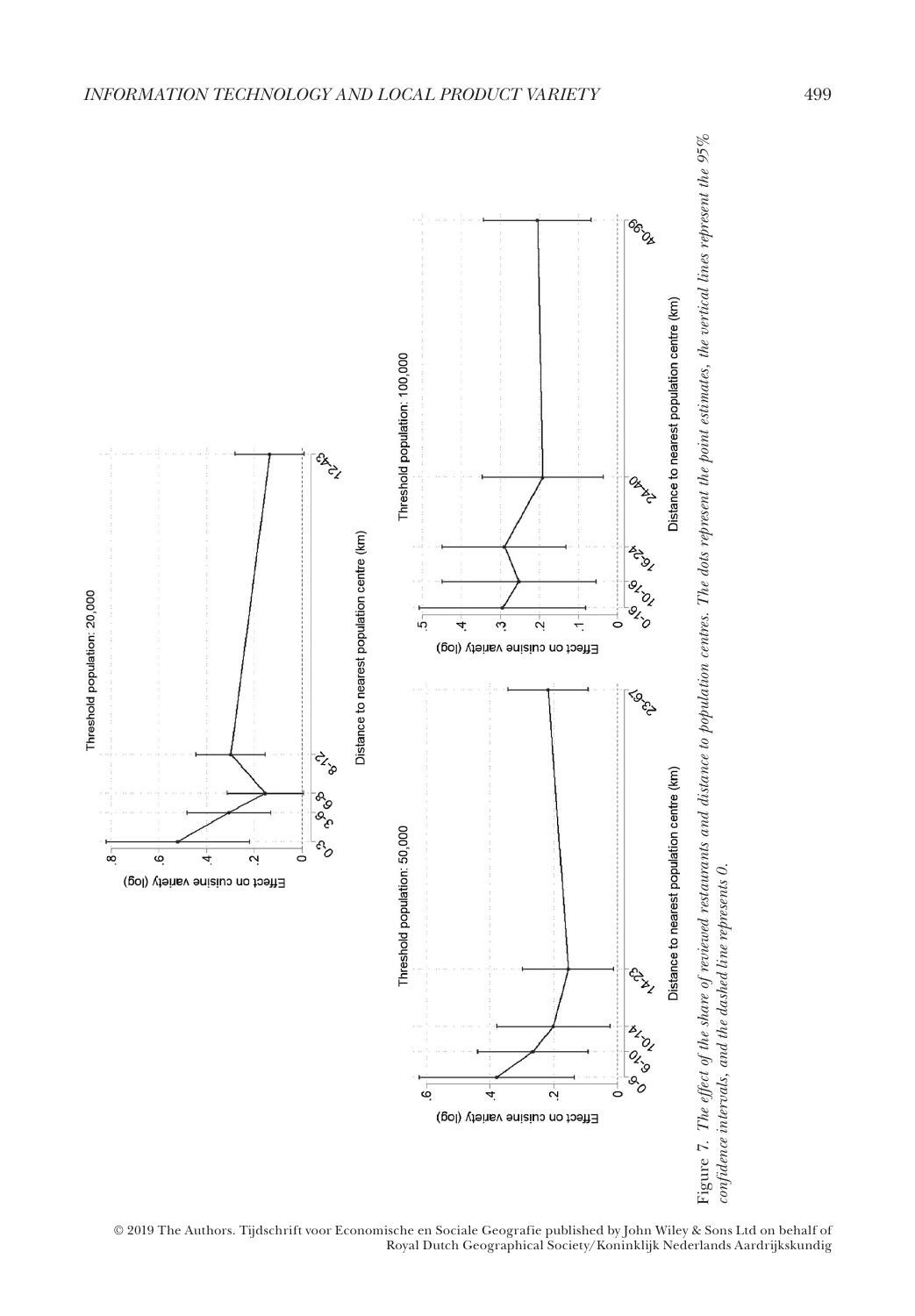Figure 7. *The effect of the share of reviewed restaurants and distance to population centres. The dots represent the point estimates, the vertical lines represent the 95% confidence intervals, and the dashed line represents 0.*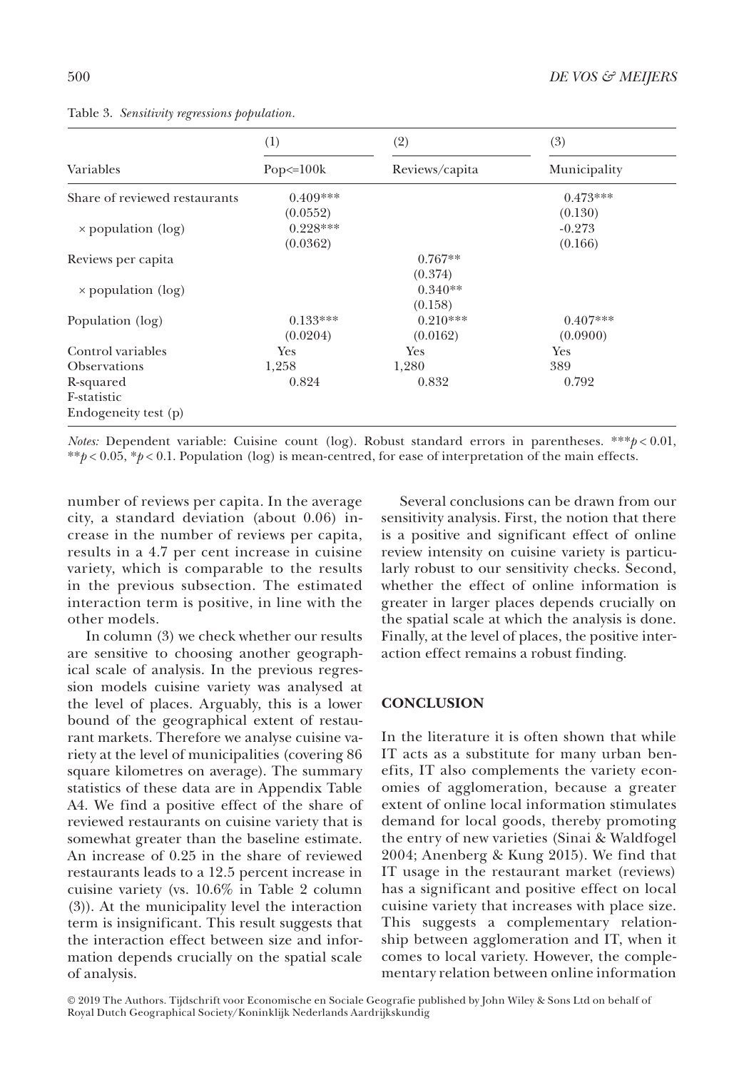Table 3. *Sensitivity regressions population.*

| Variables | (1) Pop<=100k | (2) Reviews/capita | (3) Municipality |
|---|---|---|---|
| Share of reviewed restaurants | 0.409*** | | 0.473*** |
| | (0.0552) | | (0.130) |
| × population (log) | 0.228*** | | -0.273 |
| | (0.0362) | | (0.166) |
| Reviews per capita | | 0.767** | |
| | | (0.374) | |
| × population (log) | | 0.340** | |
| | | (0.158) | |
| Population (log) | 0.133*** | 0.210*** | 0.407*** |
| | (0.0204) | (0.0162) | (0.0900) |
| Control variables | Yes | Yes | Yes |
| Observations | 1,258 | 1,280 | 389 |
| R-squared | 0.824 | 0.832 | 0.792 |
| F-statistic | | | |
| Endogeneity test (p) | | | |

*Notes:* Dependent variable: Cuisine count (log). Robust standard errors in parentheses. ***$p < 0.01$, **$p < 0.05$, *$p < 0.1$. Population (log) is mean-centred, for ease of interpretation of the main effects.

number of reviews per capita. In the average city, a standard deviation (about 0.06) increase in the number of reviews per capita, results in a 4.7 per cent increase in cuisine variety, which is comparable to the results in the previous subsection. The estimated interaction term is positive, in line with the other models.

In column (3) we check whether our results are sensitive to choosing another geographical scale of analysis. In the previous regression models cuisine variety was analysed at the level of places. Arguably, this is a lower bound of the geographical extent of restaurant markets. Therefore we analyse cuisine variety at the level of municipalities (covering 86 square kilometres on average). The summary statistics of these data are in Appendix Table A4. We find a positive effect of the share of reviewed restaurants on cuisine variety that is somewhat greater than the baseline estimate. An increase of 0.25 in the share of reviewed restaurants leads to a 12.5 percent increase in cuisine variety (vs. 10.6% in Table 2 column (3)). At the municipality level the interaction term is insignificant. This result suggests that the interaction effect between size and information depends crucially on the spatial scale of analysis.

Several conclusions can be drawn from our sensitivity analysis. First, the notion that there is a positive and significant effect of online review intensity on cuisine variety is particularly robust to our sensitivity checks. Second, whether the effect of online information is greater in larger places depends crucially on the spatial scale at which the analysis is done. Finally, at the level of places, the positive interaction effect remains a robust finding.

## CONCLUSION

In the literature it is often shown that while IT acts as a substitute for many urban benefits, IT also complements the variety economies of agglomeration, because a greater extent of online local information stimulates demand for local goods, thereby promoting the entry of new varieties (Sinai & Waldfogel 2004; Anenberg & Kung 2015). We find that IT usage in the restaurant market (reviews) has a significant and positive effect on local cuisine variety that increases with place size. This suggests a complementary relationship between agglomeration and IT, when it comes to local variety. However, the complementary relation between online information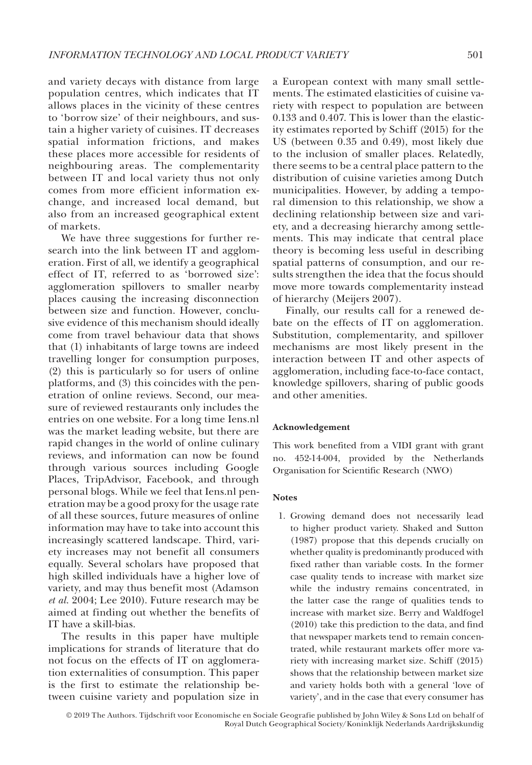and variety decays with distance from large population centres, which indicates that IT allows places in the vicinity of these centres to 'borrow size' of their neighbours, and sustain a higher variety of cuisines. IT decreases spatial information frictions, and makes these places more accessible for residents of neighbouring areas. The complementarity between IT and local variety thus not only comes from more efficient information exchange, and increased local demand, but also from an increased geographical extent of markets.

We have three suggestions for further research into the link between IT and agglomeration. First of all, we identify a geographical effect of IT, referred to as 'borrowed size': agglomeration spillovers to smaller nearby places causing the increasing disconnection between size and function. However, conclusive evidence of this mechanism should ideally come from travel behaviour data that shows that (1) inhabitants of large towns are indeed travelling longer for consumption purposes, (2) this is particularly so for users of online platforms, and (3) this coincides with the penetration of online reviews. Second, our measure of reviewed restaurants only includes the entries on one website. For a long time Iens.nl was the market leading website, but there are rapid changes in the world of online culinary reviews, and information can now be found through various sources including Google Places, TripAdvisor, Facebook, and through personal blogs. While we feel that Iens.nl penetration may be a good proxy for the usage rate of all these sources, future measures of online information may have to take into account this increasingly scattered landscape. Third, variety increases may not benefit all consumers equally. Several scholars have proposed that high skilled individuals have a higher love of variety, and may thus benefit most (Adamson *et al.* 2004; Lee 2010). Future research may be aimed at finding out whether the benefits of IT have a skill-bias.

The results in this paper have multiple implications for strands of literature that do not focus on the effects of IT on agglomeration externalities of consumption. This paper is the first to estimate the relationship between cuisine variety and population size in a European context with many small settlements. The estimated elasticities of cuisine variety with respect to population are between 0.133 and 0.407. This is lower than the elasticity estimates reported by Schiff (2015) for the US (between 0.35 and 0.49), most likely due to the inclusion of smaller places. Relatedly, there seems to be a central place pattern to the distribution of cuisine varieties among Dutch municipalities. However, by adding a temporal dimension to this relationship, we show a declining relationship between size and variety, and a decreasing hierarchy among settlements. This may indicate that central place theory is becoming less useful in describing spatial patterns of consumption, and our results strengthen the idea that the focus should move more towards complementarity instead of hierarchy (Meijers 2007).

Finally, our results call for a renewed debate on the effects of IT on agglomeration. Substitution, complementarity, and spillover mechanisms are most likely present in the interaction between IT and other aspects of agglomeration, including face-to-face contact, knowledge spillovers, sharing of public goods and other amenities.

#### Acknowledgement

This work benefited from a VIDI grant with grant no. 452-14-004, provided by the Netherlands Organisation for Scientific Research (NWO)

#### Notes

1. Growing demand does not necessarily lead to higher product variety. Shaked and Sutton (1987) propose that this depends crucially on whether quality is predominantly produced with fixed rather than variable costs. In the former case quality tends to increase with market size while the industry remains concentrated, in the latter case the range of qualities tends to increase with market size. Berry and Waldfogel (2010) take this prediction to the data, and find that newspaper markets tend to remain concentrated, while restaurant markets offer more variety with increasing market size. Schiff (2015) shows that the relationship between market size and variety holds both with a general 'love of variety', and in the case that every consumer has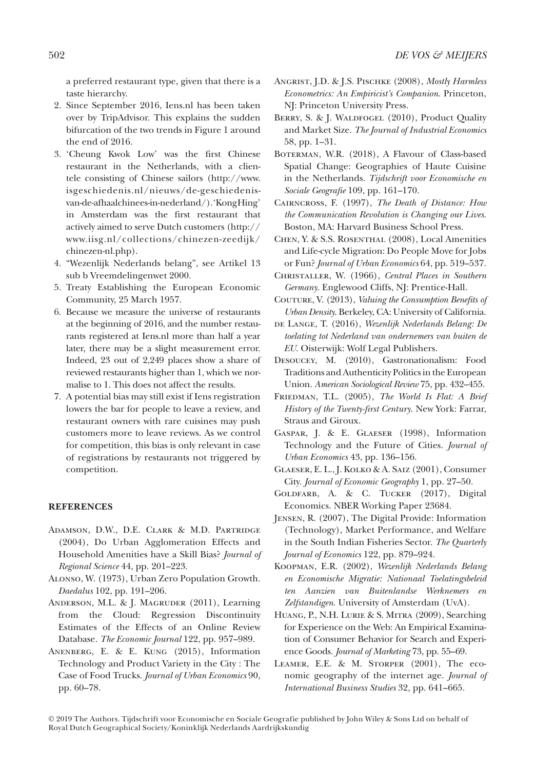a preferred restaurant type, given that there is a taste hierarchy.

2. Since September 2016, Iens.nl has been taken over by TripAdvisor. This explains the sudden bifurcation of the two trends in Figure 1 around the end of 2016.
3. 'Cheung Kwok Low' was the first Chinese restaurant in the Netherlands, with a clientele consisting of Chinese sailors (http://www.isgeschiedenis.nl/nieuws/de-geschiedenis-van-de-afhaalchinees-in-nederland/). 'KongHing' in Amsterdam was the first restaurant that actively aimed to serve Dutch customers (http://www.iisg.nl/collections/chinezen-zeedijk/chinezen-nl.php).
4. "Wezenlijk Nederlands belang", see Artikel 13 sub b Vreemdelingenwet 2000.
5. Treaty Establishing the European Economic Community, 25 March 1957.
6. Because we measure the universe of restaurants at the beginning of 2016, and the number restaurants registered at Iens.nl more than half a year later, there may be a slight measurement error. Indeed, 23 out of 2,249 places show a share of reviewed restaurants higher than 1, which we normalise to 1. This does not affect the results.
7. A potential bias may still exist if Iens registration lowers the bar for people to leave a review, and restaurant owners with rare cuisines may push customers more to leave reviews. As we control for competition, this bias is only relevant in case of registrations by restaurants not triggered by competition.

## REFERENCES

Adamson, D.W., D.E. Clark & M.D. Partridge (2004), Do Urban Agglomeration Effects and Household Amenities have a Skill Bias? *Journal of Regional Science* 44, pp. 201–223.

Alonso, W. (1973), Urban Zero Population Growth. *Daedalus* 102, pp. 191–206.

Anderson, M.L. & J. Magruder (2011), Learning from the Cloud: Regression Discontinuity Estimates of the Effects of an Online Review Database. *The Economic Journal* 122, pp. 957–989.

Anenberg, E. & E. Kung (2015), Information Technology and Product Variety in the City : The Case of Food Trucks. *Journal of Urban Economics* 90, pp. 60–78.

Angrist, J.D. & J.S. Pischke (2008), *Mostly Harmless Econometrics: An Empiricist's Companion*. Princeton, NJ: Princeton University Press.

Berry, S. & J. Waldfogel (2010), Product Quality and Market Size. *The Journal of Industrial Economics* 58, pp. 1–31.

Boterman, W.R. (2018), A Flavour of Class-based Spatial Change: Geographies of Haute Cuisine in the Netherlands. *Tijdschrift voor Economische en Sociale Geografie* 109, pp. 161–170.

Cairncross, F. (1997), *The Death of Distance: How the Communication Revolution is Changing our Lives*. Boston, MA: Harvard Business School Press.

Chen, Y. & S.S. Rosenthal (2008), Local Amenities and Life-cycle Migration: Do People Move for Jobs or Fun? *Journal of Urban Economics* 64, pp. 519–537.

Christaller, W. (1966), *Central Places in Southern Germany*. Englewood Cliffs, NJ: Prentice-Hall.

Couture, V. (2013), *Valuing the Consumption Benefits of Urban Density*. Berkeley, CA: University of California.

de Lange, T. (2016), *Wezenlijk Nederlands Belang: De toelating tot Nederland van ondernemers van buiten de EU*. Oisterwijk: Wolf Legal Publishers.

Desoucey, M. (2010), Gastronationalism: Food Traditions and Authenticity Politics in the European Union. *American Sociological Review* 75, pp. 432–455.

Friedman, T.L. (2005), *The World Is Flat: A Brief History of the Twenty-first Century*. New York: Farrar, Straus and Giroux.

Gaspar, J. & E. Glaeser (1998), Information Technology and the Future of Cities. *Journal of Urban Economics* 43, pp. 136–156.

Glaeser, E. L., J. Kolko & A. Saiz (2001), Consumer City. *Journal of Economic Geography* 1, pp. 27–50.

Goldfarb, A. & C. Tucker (2017), Digital Economics. NBER Working Paper 23684.

Jensen, R. (2007), The Digital Provide: Information (Technology), Market Performance, and Welfare in the South Indian Fisheries Sector. *The Quarterly Journal of Economics* 122, pp. 879–924.

Koopman, E.R. (2002), *Wezenlijk Nederlands Belang en Economische Migratie: Nationaal Toelatingsbeleid ten Aanzien van Buitenlandse Werknemers en Zelfstandigen*. University of Amsterdam (UvA).

Huang, P., N.H. Lurie & S. Mitra (2009), Searching for Experience on the Web: An Empirical Examination of Consumer Behavior for Search and Experience Goods. *Journal of Marketing* 73, pp. 55–69.

Leamer, E.E. & M. Storper (2001), The economic geography of the internet age. *Journal of International Business Studies* 32, pp. 641–665.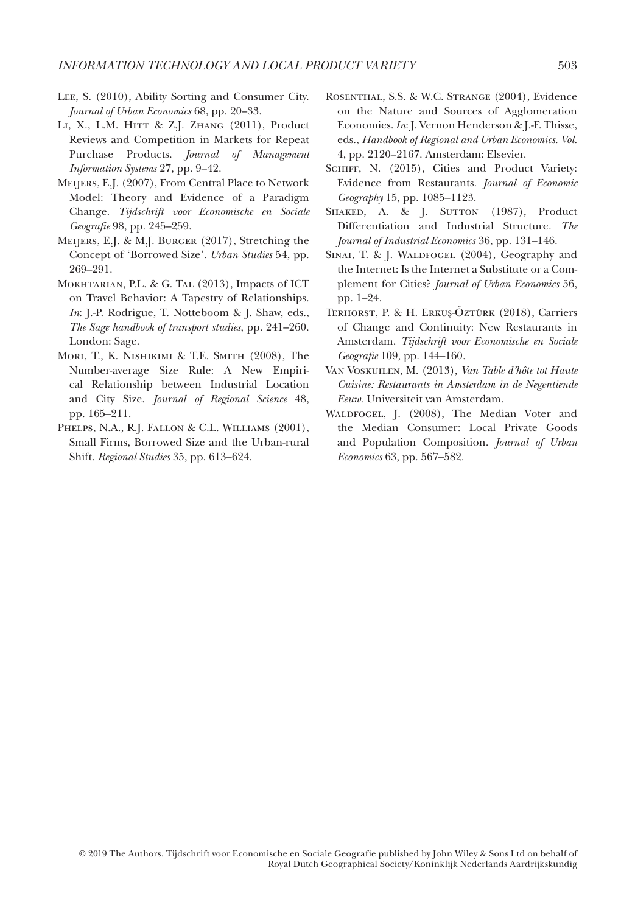Lee, S. (2010), Ability Sorting and Consumer City. *Journal of Urban Economics* 68, pp. 20–33.

Li, X., L.M. Hitt & Z.J. Zhang (2011), Product Reviews and Competition in Markets for Repeat Purchase Products. *Journal of Management Information Systems* 27, pp. 9–42.

Meijers, E.J. (2007), From Central Place to Network Model: Theory and Evidence of a Paradigm Change. *Tijdschrift voor Economische en Sociale Geografie* 98, pp. 245–259.

Meijers, E.J. & M.J. Burger (2017), Stretching the Concept of 'Borrowed Size'. *Urban Studies* 54, pp. 269–291.

Mokhtarian, P.L. & G. Tal (2013), Impacts of ICT on Travel Behavior: A Tapestry of Relationships. *In*: J.-P. Rodrigue, T. Notteboom & J. Shaw, eds., *The Sage handbook of transport studies*, pp. 241–260. London: Sage.

Mori, T., K. Nishikimi & T.E. Smith (2008), The Number-average Size Rule: A New Empirical Relationship between Industrial Location and City Size. *Journal of Regional Science* 48, pp. 165–211.

Phelps, N.A., R.J. Fallon & C.L. Williams (2001), Small Firms, Borrowed Size and the Urban-rural Shift. *Regional Studies* 35, pp. 613–624.

Rosenthal, S.S. & W.C. Strange (2004), Evidence on the Nature and Sources of Agglomeration Economies. *In*: J. Vernon Henderson & J.-F. Thisse, eds., *Handbook of Regional and Urban Economics. Vol.* 4, pp. 2120–2167. Amsterdam: Elsevier.

Schiff, N. (2015), Cities and Product Variety: Evidence from Restaurants. *Journal of Economic Geography* 15, pp. 1085–1123.

Shaked, A. & J. Sutton (1987), Product Differentiation and Industrial Structure. *The Journal of Industrial Economics* 36, pp. 131–146.

Sinai, T. & J. Waldfogel (2004), Geography and the Internet: Is the Internet a Substitute or a Complement for Cities? *Journal of Urban Economics* 56, pp. 1–24.

Terhorst, P. & H. Erkuş-Öztürk (2018), Carriers of Change and Continuity: New Restaurants in Amsterdam. *Tijdschrift voor Economische en Sociale Geografie* 109, pp. 144–160.

Van Voskuilen, M. (2013), *Van Table d'hôte tot Haute Cuisine: Restaurants in Amsterdam in de Negentiende Eeuw*. Universiteit van Amsterdam.

Waldfogel, J. (2008), The Median Voter and the Median Consumer: Local Private Goods and Population Composition. *Journal of Urban Economics* 63, pp. 567–582.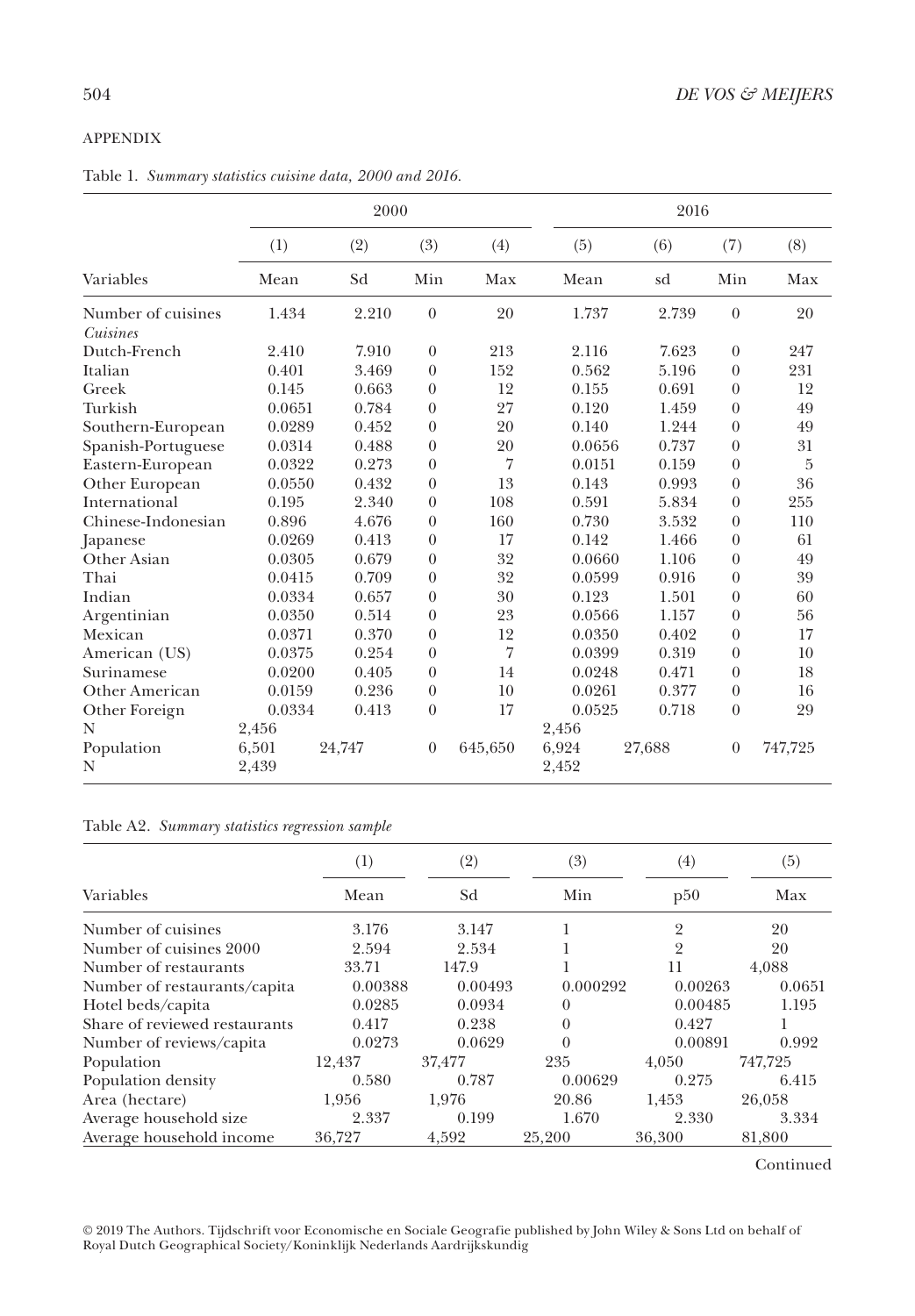APPENDIX

Table 1. *Summary statistics cuisine data, 2000 and 2016.*

| | 2000 | | | | 2016 | | | |
|---|---|---|---|---|---|---|---|---|
| | (1) | (2) | (3) | (4) | (5) | (6) | (7) | (8) |
| Variables | Mean | Sd | Min | Max | Mean | sd | Min | Max |
| Number of cuisines | 1.434 | 2.210 | 0 | 20 | 1.737 | 2.739 | 0 | 20 |
| *Cuisines* | | | | | | | | |
| Dutch-French | 2.410 | 7.910 | 0 | 213 | 2.116 | 7.623 | 0 | 247 |
| Italian | 0.401 | 3.469 | 0 | 152 | 0.562 | 5.196 | 0 | 231 |
| Greek | 0.145 | 0.663 | 0 | 12 | 0.155 | 0.691 | 0 | 12 |
| Turkish | 0.0651 | 0.784 | 0 | 27 | 0.120 | 1.459 | 0 | 49 |
| Southern-European | 0.0289 | 0.452 | 0 | 20 | 0.140 | 1.244 | 0 | 49 |
| Spanish-Portuguese | 0.0314 | 0.488 | 0 | 20 | 0.0656 | 0.737 | 0 | 31 |
| Eastern-European | 0.0322 | 0.273 | 0 | 7 | 0.0151 | 0.159 | 0 | 5 |
| Other European | 0.0550 | 0.432 | 0 | 13 | 0.143 | 0.993 | 0 | 36 |
| International | 0.195 | 2.340 | 0 | 108 | 0.591 | 5.834 | 0 | 255 |
| Chinese-Indonesian | 0.896 | 4.676 | 0 | 160 | 0.730 | 3.532 | 0 | 110 |
| Japanese | 0.0269 | 0.413 | 0 | 17 | 0.142 | 1.466 | 0 | 61 |
| Other Asian | 0.0305 | 0.679 | 0 | 32 | 0.0660 | 1.106 | 0 | 49 |
| Thai | 0.0415 | 0.709 | 0 | 32 | 0.0599 | 0.916 | 0 | 39 |
| Indian | 0.0334 | 0.657 | 0 | 30 | 0.123 | 1.501 | 0 | 60 |
| Argentinian | 0.0350 | 0.514 | 0 | 23 | 0.0566 | 1.157 | 0 | 56 |
| Mexican | 0.0371 | 0.370 | 0 | 12 | 0.0350 | 0.402 | 0 | 17 |
| American (US) | 0.0375 | 0.254 | 0 | 7 | 0.0399 | 0.319 | 0 | 10 |
| Surinamese | 0.0200 | 0.405 | 0 | 14 | 0.0248 | 0.471 | 0 | 18 |
| Other American | 0.0159 | 0.236 | 0 | 10 | 0.0261 | 0.377 | 0 | 16 |
| Other Foreign | 0.0334 | 0.413 | 0 | 17 | 0.0525 | 0.718 | 0 | 29 |
| N | 2,456 | | | | 2,456 | | | |
| Population | 6,501 | 24,747 | 0 | 645,650 | 6,924 | 27,688 | 0 | 747,725 |
| N | 2,439 | | | | 2,452 | | | |

Table A2. *Summary statistics regression sample*

| | (1) | (2) | (3) | (4) | (5) |
|---|---|---|---|---|---|
| Variables | Mean | Sd | Min | p50 | Max |
| Number of cuisines | 3.176 | 3.147 | 1 | 2 | 20 |
| Number of cuisines 2000 | 2.594 | 2.534 | 1 | 2 | 20 |
| Number of restaurants | 33.71 | 147.9 | 1 | 11 | 4,088 |
| Number of restaurants/capita | 0.00388 | 0.00493 | 0.000292 | 0.00263 | 0.0651 |
| Hotel beds/capita | 0.0285 | 0.0934 | 0 | 0.00485 | 1.195 |
| Share of reviewed restaurants | 0.417 | 0.238 | 0 | 0.427 | 1 |
| Number of reviews/capita | 0.0273 | 0.0629 | 0 | 0.00891 | 0.992 |
| Population | 12,437 | 37,477 | 235 | 4,050 | 747,725 |
| Population density | 0.580 | 0.787 | 0.00629 | 0.275 | 6.415 |
| Area (hectare) | 1,956 | 1,976 | 20.86 | 1,453 | 26,058 |
| Average household size | 2.337 | 0.199 | 1.670 | 2.330 | 3.334 |
| Average household income | 36,727 | 4,592 | 25,200 | 36,300 | 81,800 |

Continued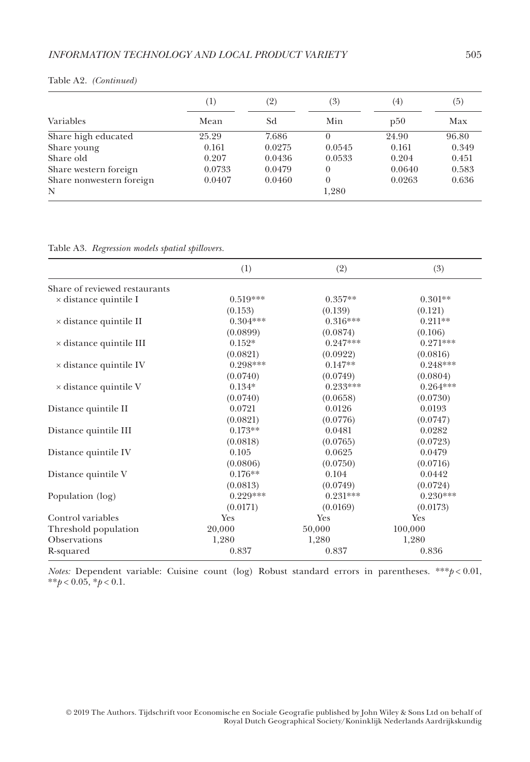Table A2. *(Continued)*

| Variables | (1) Mean | (2) Sd | (3) Min | (4) p50 | (5) Max |
|---|---|---|---|---|---|
| Share high educated | 25.29 | 7.686 | 0 | 24.90 | 96.80 |
| Share young | 0.161 | 0.0275 | 0.0545 | 0.161 | 0.349 |
| Share old | 0.207 | 0.0436 | 0.0533 | 0.204 | 0.451 |
| Share western foreign | 0.0733 | 0.0479 | 0 | 0.0640 | 0.583 |
| Share nonwestern foreign | 0.0407 | 0.0460 | 0 | 0.0263 | 0.636 |
| N | | | 1,280 | | |

Table A3. *Regression models spatial spillovers.*

| | (1) | (2) | (3) |
|---|---|---|---|
| Share of reviewed restaurants | | | |
| × distance quintile I | 0.519*** | 0.357** | 0.301** |
| | (0.153) | (0.139) | (0.121) |
| × distance quintile II | 0.304*** | 0.316*** | 0.211** |
| | (0.0899) | (0.0874) | (0.106) |
| × distance quintile III | 0.152* | 0.247*** | 0.271*** |
| | (0.0821) | (0.0922) | (0.0816) |
| × distance quintile IV | 0.298*** | 0.147** | 0.248*** |
| | (0.0740) | (0.0749) | (0.0804) |
| × distance quintile V | 0.134* | 0.233*** | 0.264*** |
| | (0.0740) | (0.0658) | (0.0730) |
| Distance quintile II | 0.0721 | 0.0126 | 0.0193 |
| | (0.0821) | (0.0776) | (0.0747) |
| Distance quintile III | 0.173** | 0.0481 | 0.0282 |
| | (0.0818) | (0.0765) | (0.0723) |
| Distance quintile IV | 0.105 | 0.0625 | 0.0479 |
| | (0.0806) | (0.0750) | (0.0716) |
| Distance quintile V | 0.176** | 0.104 | 0.0442 |
| | (0.0813) | (0.0749) | (0.0724) |
| Population (log) | 0.229*** | 0.231*** | 0.230*** |
| | (0.0171) | (0.0169) | (0.0173) |
| Control variables | Yes | Yes | Yes |
| Threshold population | 20,000 | 50,000 | 100,000 |
| Observations | 1,280 | 1,280 | 1,280 |
| R-squared | 0.837 | 0.837 | 0.836 |

*Notes:* Dependent variable: Cuisine count (log) Robust standard errors in parentheses. ***$p < 0.01$, **$p < 0.05$, *$p < 0.1$.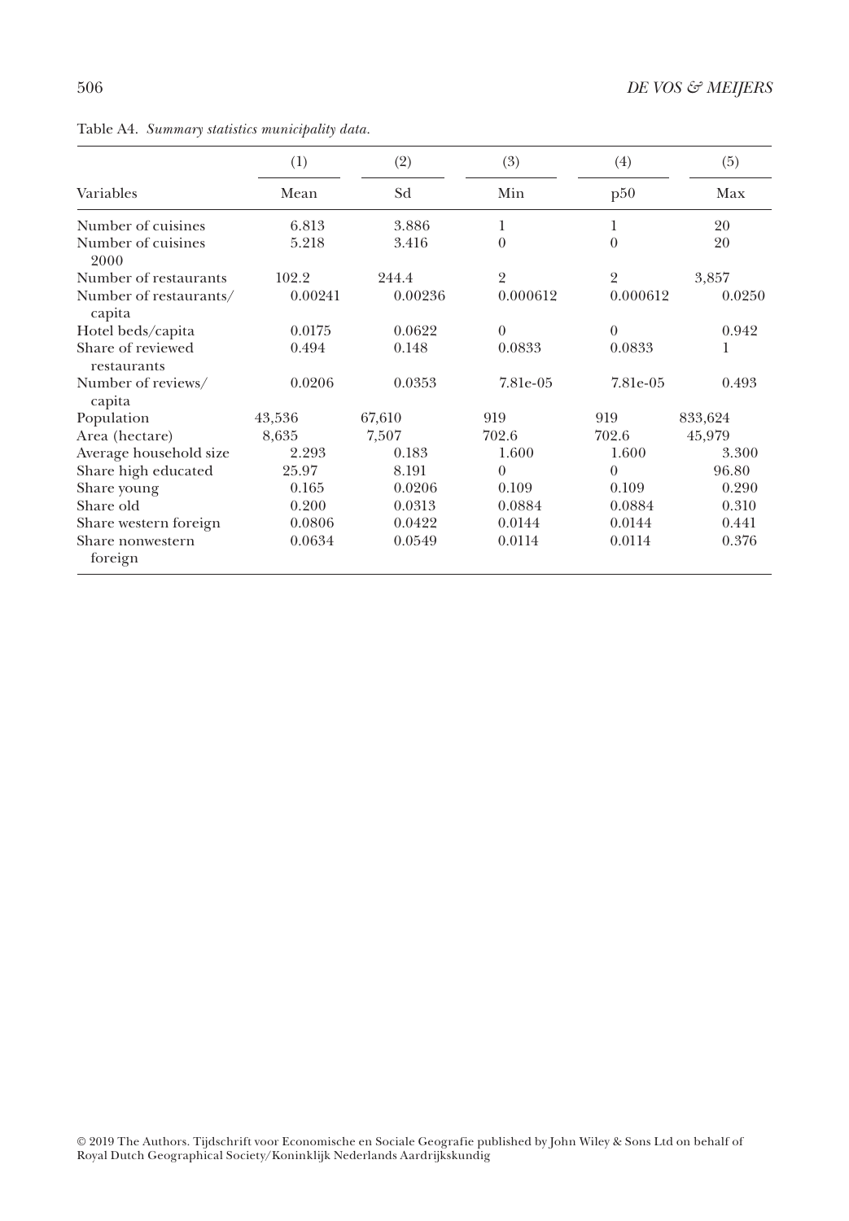Table A4. *Summary statistics municipality data.*

| Variables | (1) Mean | (2) Sd | (3) Min | (4) p50 | (5) Max |
|---|---|---|---|---|---|
| Number of cuisines | 6.813 | 3.886 | 1 | 1 | 20 |
| Number of cuisines 2000 | 5.218 | 3.416 | 0 | 0 | 20 |
| Number of restaurants | 102.2 | 244.4 | 2 | 2 | 3,857 |
| Number of restaurants/capita | 0.00241 | 0.00236 | 0.000612 | 0.000612 | 0.0250 |
| Hotel beds/capita | 0.0175 | 0.0622 | 0 | 0 | 0.942 |
| Share of reviewed restaurants | 0.494 | 0.148 | 0.0833 | 0.0833 | 1 |
| Number of reviews/capita | 0.0206 | 0.0353 | 7.81e-05 | 7.81e-05 | 0.493 |
| Population | 43,536 | 67,610 | 919 | 919 | 833,624 |
| Area (hectare) | 8,635 | 7,507 | 702.6 | 702.6 | 45,979 |
| Average household size | 2.293 | 0.183 | 1.600 | 1.600 | 3.300 |
| Share high educated | 25.97 | 8.191 | 0 | 0 | 96.80 |
| Share young | 0.165 | 0.0206 | 0.109 | 0.109 | 0.290 |
| Share old | 0.200 | 0.0313 | 0.0884 | 0.0884 | 0.310 |
| Share western foreign | 0.0806 | 0.0422 | 0.0144 | 0.0144 | 0.441 |
| Share nonwestern foreign | 0.0634 | 0.0549 | 0.0114 | 0.0114 | 0.376 |